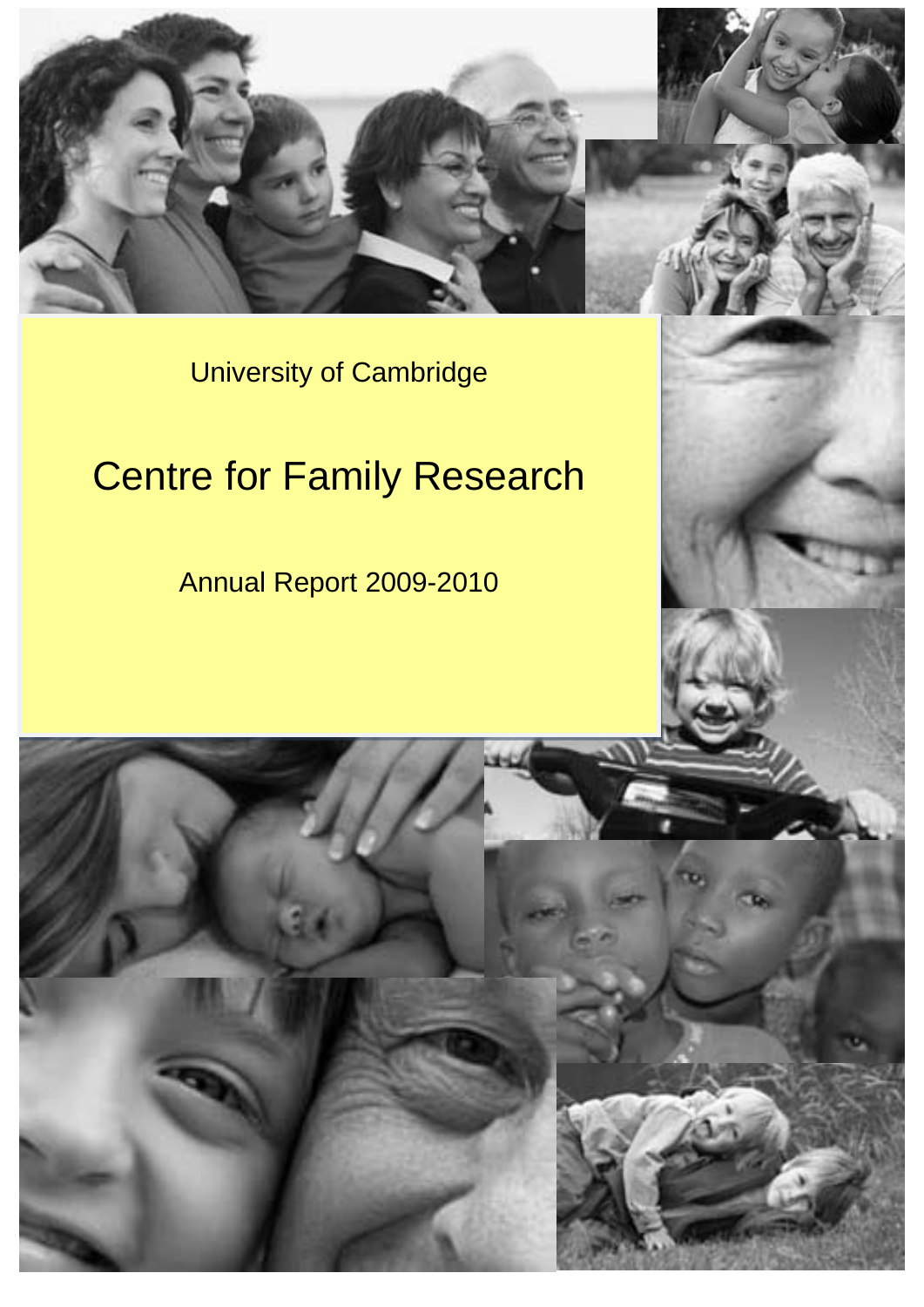University of Cambridge

# Centre for Family Research

Annual Report 2009-2010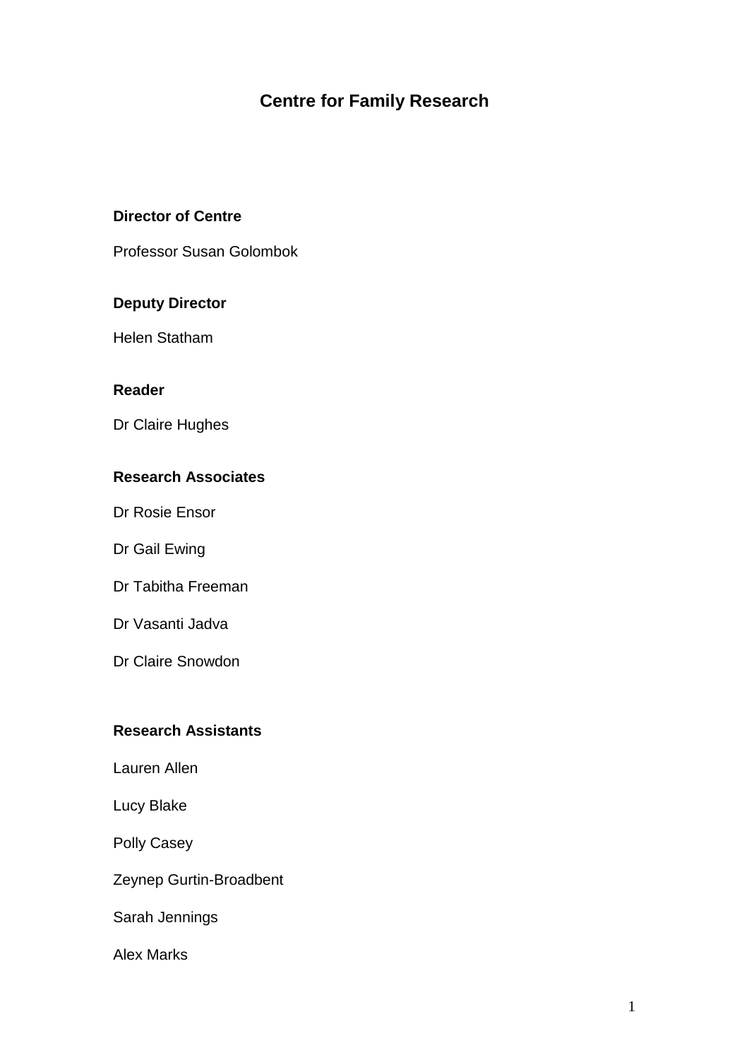# Centre for Family Research

**Director of Centre**

Professor Susan Golombok

**Deputy Director**

Helen Statham

**Reader**

Dr Claire Hughes

**Research Associates**

Dr Rosie Ensor

Dr Gail Ewing

Dr Tabitha Freeman

Dr Vasanti Jadva

Dr Claire Snowdon

**Research Assistants**

Lauren Allen

Lucy Blake

Polly Casey

Zeynep Gurtin-Broadbent

Sarah Jennings

Alex Marks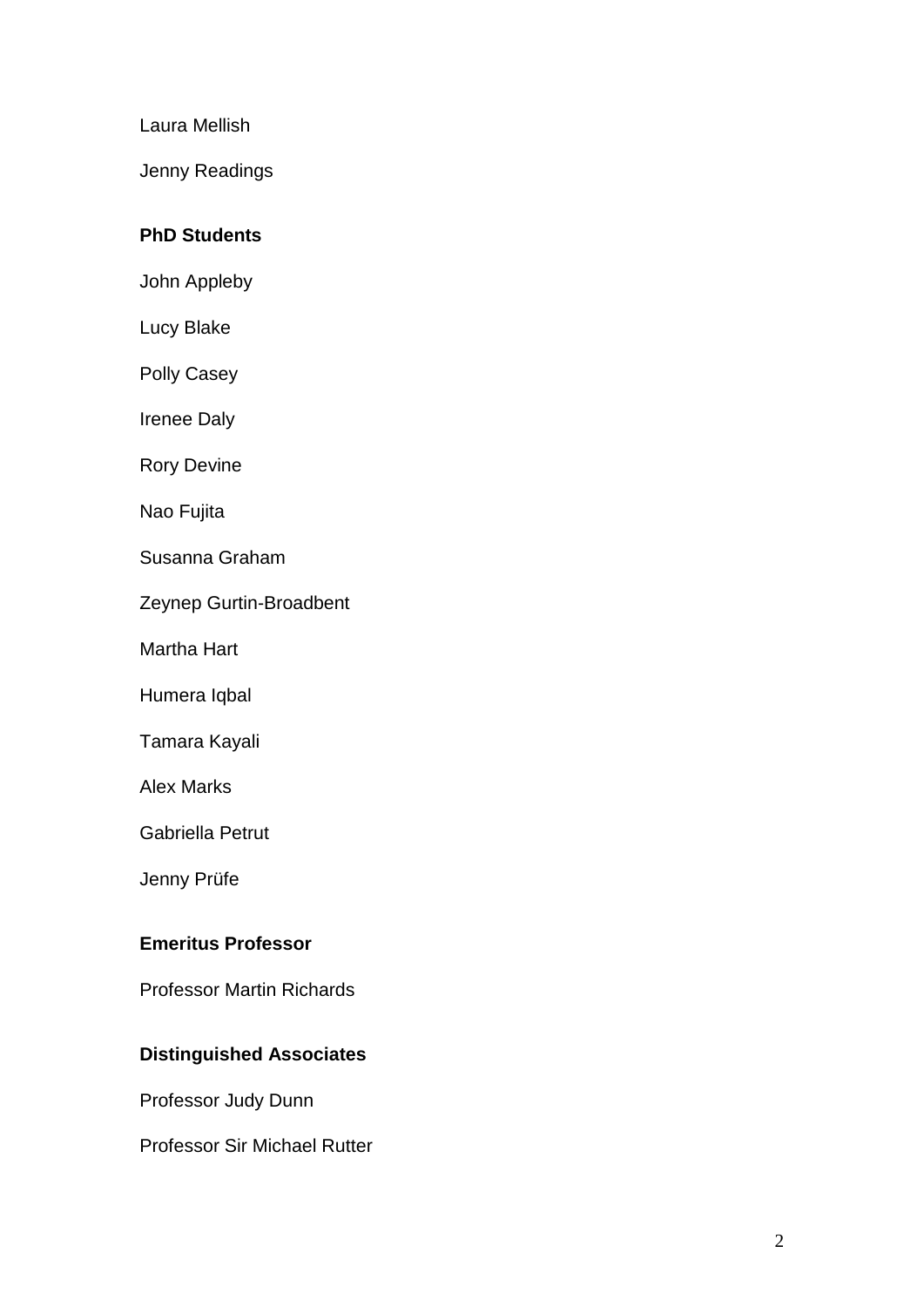Laura Mellish

Jenny Readings

**PhD Students**

John Appleby

Lucy Blake

Polly Casey

Irenee Daly

Rory Devine

Nao Fujita

Susanna Graham

Zeynep Gurtin-Broadbent

Martha Hart

Humera Iqbal

Tamara Kayali

Alex Marks

Gabriella Petrut

Jenny Prüfe

**Emeritus Professor**

Professor Martin Richards

**Distinguished Associates**

Professor Judy Dunn

Professor Sir Michael Rutter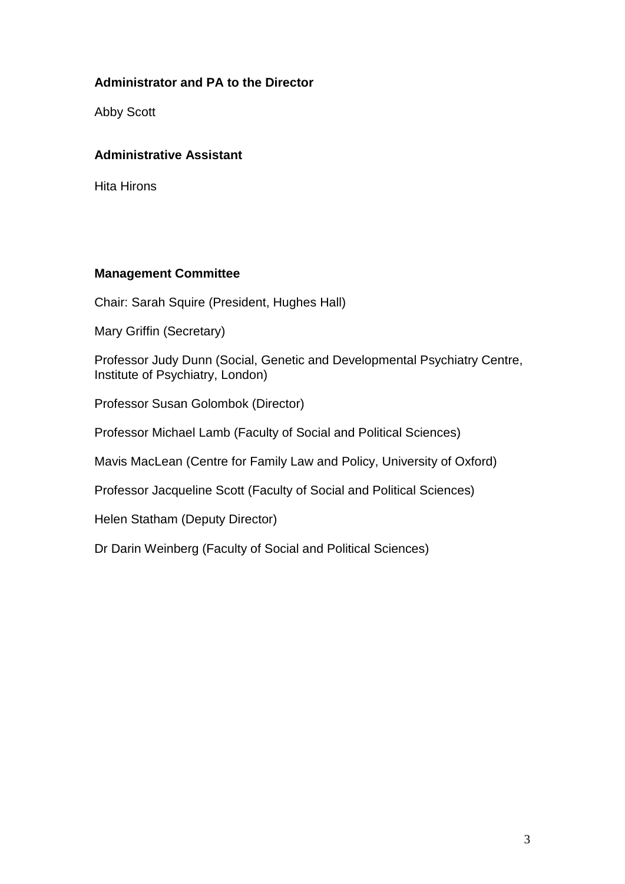**Administrator and PA to the Director**

Abby Scott

**Administrative Assistant**

Hita Hirons

**Management Committee**

Chair: Sarah Squire (President, Hughes Hall)

Mary Griffin (Secretary)

Professor Judy Dunn (Social, Genetic and Developmental Psychiatry Centre, Institute of Psychiatry, London)

Professor Susan Golombok (Director)

Professor Michael Lamb (Faculty of Social and Political Sciences)

Mavis MacLean (Centre for Family Law and Policy, University of Oxford)

Professor Jacqueline Scott (Faculty of Social and Political Sciences)

Helen Statham (Deputy Director)

Dr Darin Weinberg (Faculty of Social and Political Sciences)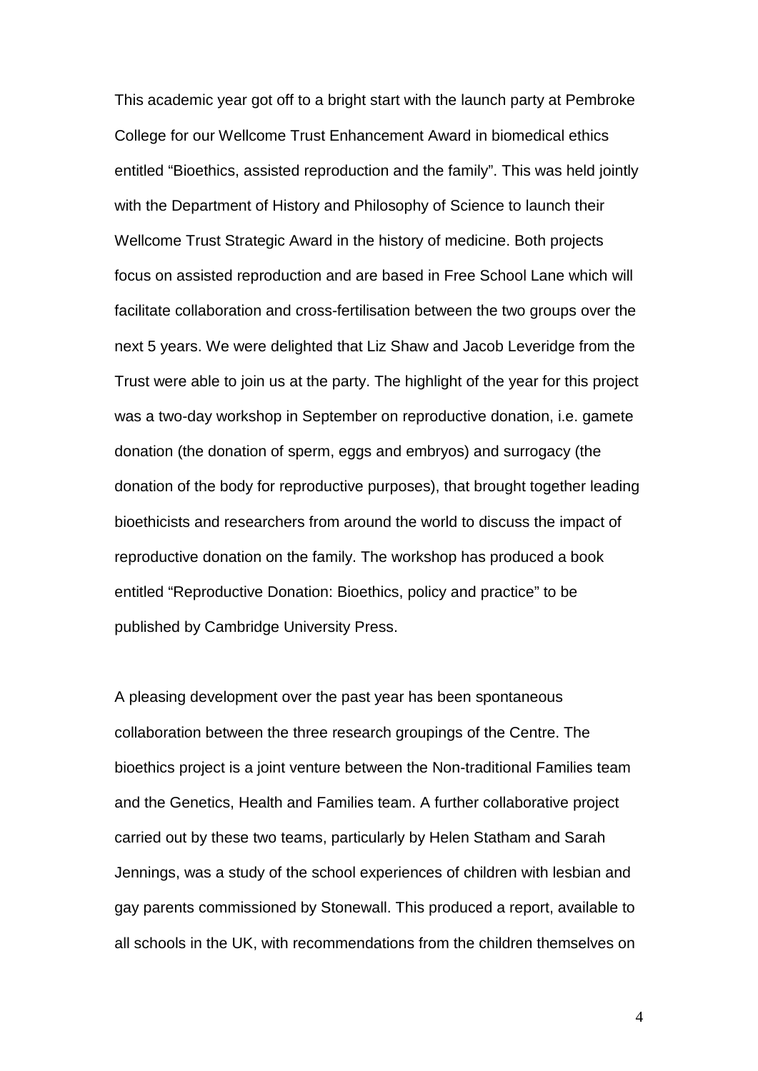This academic year got off to a bright start with the launch party at Pembroke College for our Wellcome Trust Enhancement Award in biomedical ethics entitled "Bioethics, assisted reproduction and the family". This was held jointly with the Department of History and Philosophy of Science to launch their Wellcome Trust Strategic Award in the history of medicine. Both projects focus on assisted reproduction and are based in Free School Lane which will facilitate collaboration and cross-fertilisation between the two groups over the next 5 years. We were delighted that Liz Shaw and Jacob Leveridge from the Trust were able to join us at the party. The highlight of the year for this project was a two-day workshop in September on reproductive donation, i.e. gamete donation (the donation of sperm, eggs and embryos) and surrogacy (the donation of the body for reproductive purposes), that brought together leading bioethicists and researchers from around the world to discuss the impact of reproductive donation on the family. The workshop has produced a book entitled "Reproductive Donation: Bioethics, policy and practice" to be published by Cambridge University Press.

A pleasing development over the past year has been spontaneous collaboration between the three research groupings of the Centre. The bioethics project is a joint venture between the Non-traditional Families team and the Genetics, Health and Families team. A further collaborative project carried out by these two teams, particularly by Helen Statham and Sarah Jennings, was a study of the school experiences of children with lesbian and gay parents commissioned by Stonewall. This produced a report, available to all schools in the UK, with recommendations from the children themselves on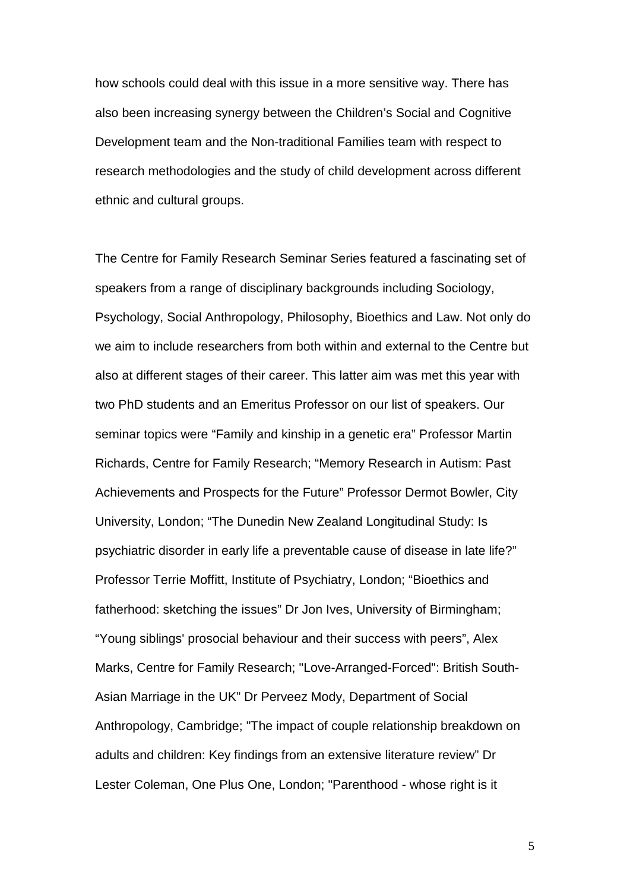how schools could deal with this issue in a more sensitive way. There has also been increasing synergy between the Children's Social and Cognitive Development team and the Non-traditional Families team with respect to research methodologies and the study of child development across different ethnic and cultural groups.

The Centre for Family Research Seminar Series featured a fascinating set of speakers from a range of disciplinary backgrounds including Sociology, Psychology, Social Anthropology, Philosophy, Bioethics and Law. Not only do we aim to include researchers from both within and external to the Centre but also at different stages of their career. This latter aim was met this year with two PhD students and an Emeritus Professor on our list of speakers. Our seminar topics were "Family and kinship in a genetic era" Professor Martin Richards, Centre for Family Research; "Memory Research in Autism: Past Achievements and Prospects for the Future" Professor Dermot Bowler, City University, London; "The Dunedin New Zealand Longitudinal Study: Is psychiatric disorder in early life a preventable cause of disease in late life?" Professor Terrie Moffitt, Institute of Psychiatry, London; "Bioethics and fatherhood: sketching the issues" Dr Jon Ives, University of Birmingham; "Young siblings' prosocial behaviour and their success with peers", Alex Marks, Centre for Family Research; "Love-Arranged-Forced": British South-Asian Marriage in the UK" Dr Perveez Mody, Department of Social Anthropology, Cambridge; "The impact of couple relationship breakdown on adults and children: Key findings from an extensive literature review" Dr Lester Coleman, One Plus One, London; "Parenthood - whose right is it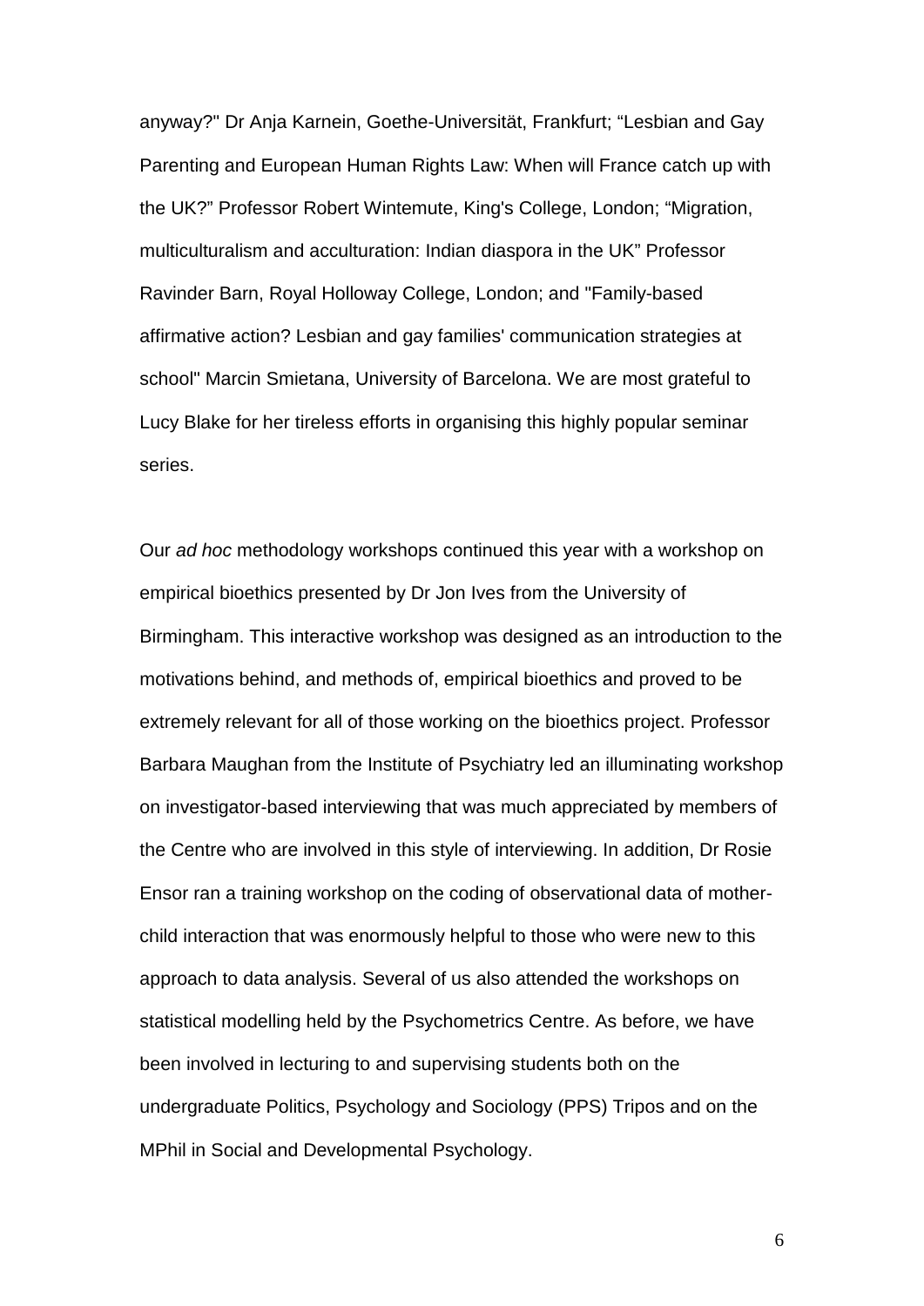anyway?" Dr Anja Karnein, Goethe-Universität, Frankfurt; “Lesbian and Gay Parenting and European Human Rights Law: When will France catch up with the UK?” Professor Robert Wintemute, King's College, London; “Migration, multiculturalism and acculturation: Indian diaspora in the UK” Professor Ravinder Barn, Royal Holloway College, London; and "Family-based affirmative action? Lesbian and gay families' communication strategies at school" Marcin Smietana, University of Barcelona. We are most grateful to Lucy Blake for her tireless efforts in organising this highly popular seminar series.

Our *ad hoc* methodology workshops continued this year with a workshop on empirical bioethics presented by Dr Jon Ives from the University of Birmingham. This interactive workshop was designed as an introduction to the motivations behind, and methods of, empirical bioethics and proved to be extremely relevant for all of those working on the bioethics project. Professor Barbara Maughan from the Institute of Psychiatry led an illuminating workshop on investigator-based interviewing that was much appreciated by members of the Centre who are involved in this style of interviewing. In addition, Dr Rosie Ensor ran a training workshop on the coding of observational data of mother-child interaction that was enormously helpful to those who were new to this approach to data analysis. Several of us also attended the workshops on statistical modelling held by the Psychometrics Centre. As before, we have been involved in lecturing to and supervising students both on the undergraduate Politics, Psychology and Sociology (PPS) Tripos and on the MPhil in Social and Developmental Psychology.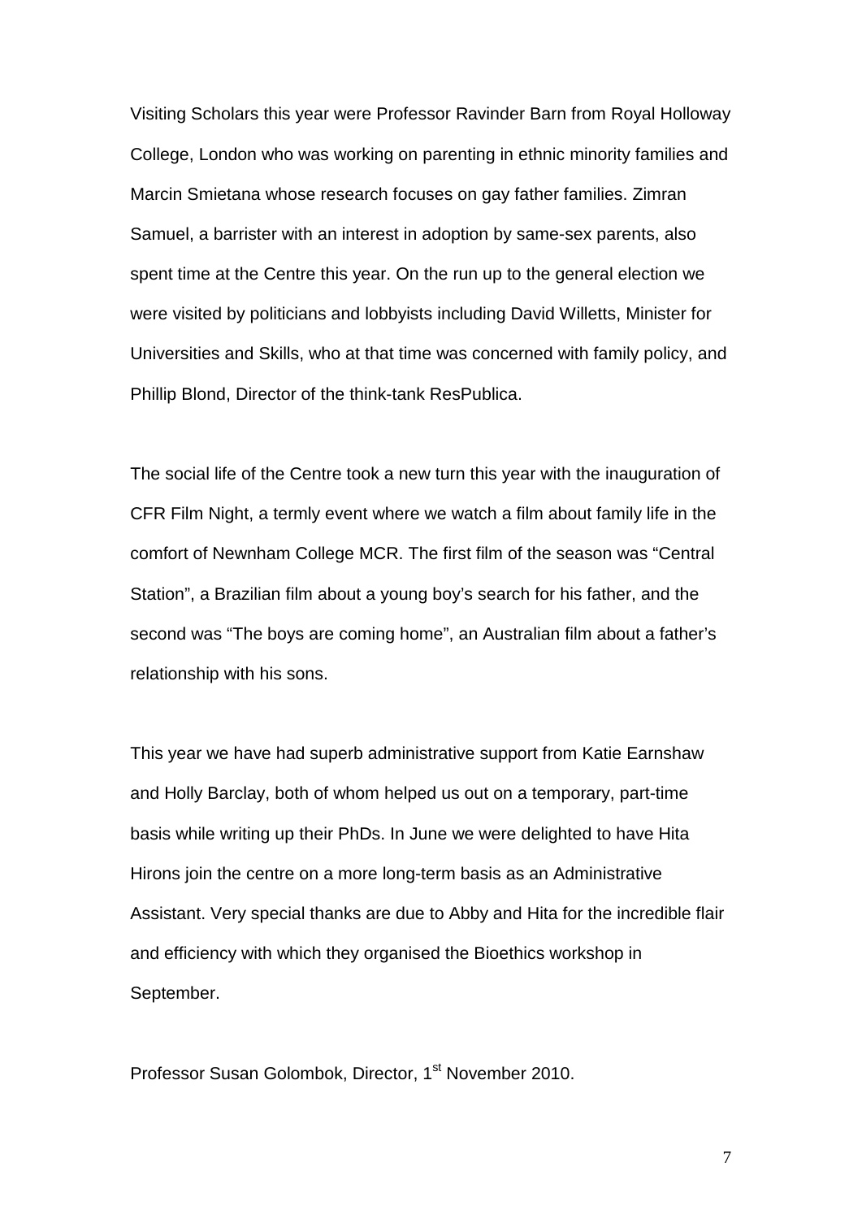Visiting Scholars this year were Professor Ravinder Barn from Royal Holloway College, London who was working on parenting in ethnic minority families and Marcin Smietana whose research focuses on gay father families. Zimran Samuel, a barrister with an interest in adoption by same-sex parents, also spent time at the Centre this year. On the run up to the general election we were visited by politicians and lobbyists including David Willetts, Minister for Universities and Skills, who at that time was concerned with family policy, and Phillip Blond, Director of the think-tank ResPublica.

The social life of the Centre took a new turn this year with the inauguration of CFR Film Night, a termly event where we watch a film about family life in the comfort of Newnham College MCR. The first film of the season was "Central Station", a Brazilian film about a young boy's search for his father, and the second was "The boys are coming home", an Australian film about a father's relationship with his sons.

This year we have had superb administrative support from Katie Earnshaw and Holly Barclay, both of whom helped us out on a temporary, part-time basis while writing up their PhDs. In June we were delighted to have Hita Hirons join the centre on a more long-term basis as an Administrative Assistant. Very special thanks are due to Abby and Hita for the incredible flair and efficiency with which they organised the Bioethics workshop in September.

Professor Susan Golombok, Director, 1st November 2010.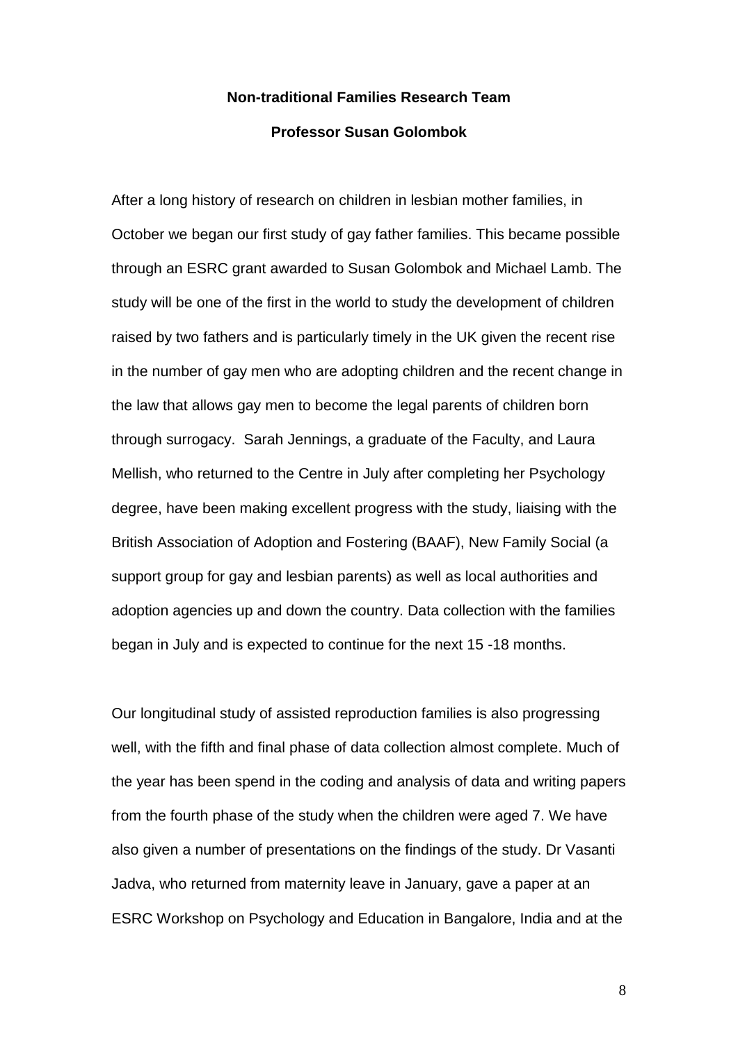**Non-traditional Families Research Team**

**Professor Susan Golombok**

After a long history of research on children in lesbian mother families, in October we began our first study of gay father families. This became possible through an ESRC grant awarded to Susan Golombok and Michael Lamb. The study will be one of the first in the world to study the development of children raised by two fathers and is particularly timely in the UK given the recent rise in the number of gay men who are adopting children and the recent change in the law that allows gay men to become the legal parents of children born through surrogacy. Sarah Jennings, a graduate of the Faculty, and Laura Mellish, who returned to the Centre in July after completing her Psychology degree, have been making excellent progress with the study, liaising with the British Association of Adoption and Fostering (BAAF), New Family Social (a support group for gay and lesbian parents) as well as local authorities and adoption agencies up and down the country. Data collection with the families began in July and is expected to continue for the next 15 -18 months.

Our longitudinal study of assisted reproduction families is also progressing well, with the fifth and final phase of data collection almost complete. Much of the year has been spend in the coding and analysis of data and writing papers from the fourth phase of the study when the children were aged 7. We have also given a number of presentations on the findings of the study. Dr Vasanti Jadva, who returned from maternity leave in January, gave a paper at an ESRC Workshop on Psychology and Education in Bangalore, India and at the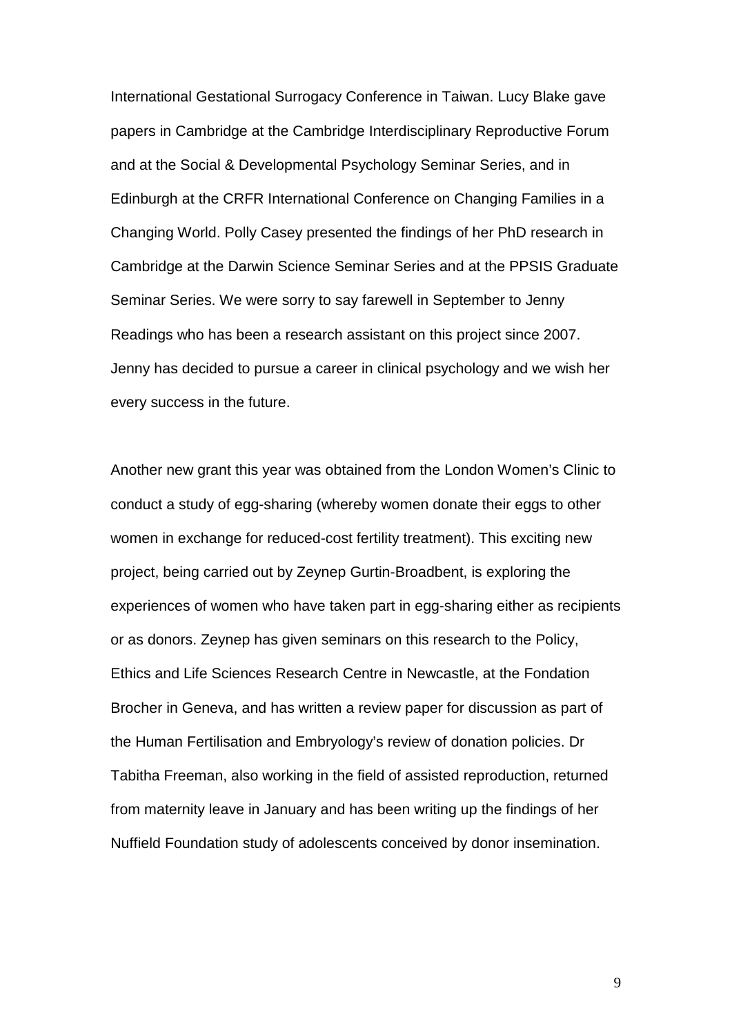International Gestational Surrogacy Conference in Taiwan. Lucy Blake gave papers in Cambridge at the Cambridge Interdisciplinary Reproductive Forum and at the Social & Developmental Psychology Seminar Series, and in Edinburgh at the CRFR International Conference on Changing Families in a Changing World. Polly Casey presented the findings of her PhD research in Cambridge at the Darwin Science Seminar Series and at the PPSIS Graduate Seminar Series. We were sorry to say farewell in September to Jenny Readings who has been a research assistant on this project since 2007. Jenny has decided to pursue a career in clinical psychology and we wish her every success in the future.

Another new grant this year was obtained from the London Women's Clinic to conduct a study of egg-sharing (whereby women donate their eggs to other women in exchange for reduced-cost fertility treatment). This exciting new project, being carried out by Zeynep Gurtin-Broadbent, is exploring the experiences of women who have taken part in egg-sharing either as recipients or as donors. Zeynep has given seminars on this research to the Policy, Ethics and Life Sciences Research Centre in Newcastle, at the Fondation Brocher in Geneva, and has written a review paper for discussion as part of the Human Fertilisation and Embryology's review of donation policies. Dr Tabitha Freeman, also working in the field of assisted reproduction, returned from maternity leave in January and has been writing up the findings of her Nuffield Foundation study of adolescents conceived by donor insemination.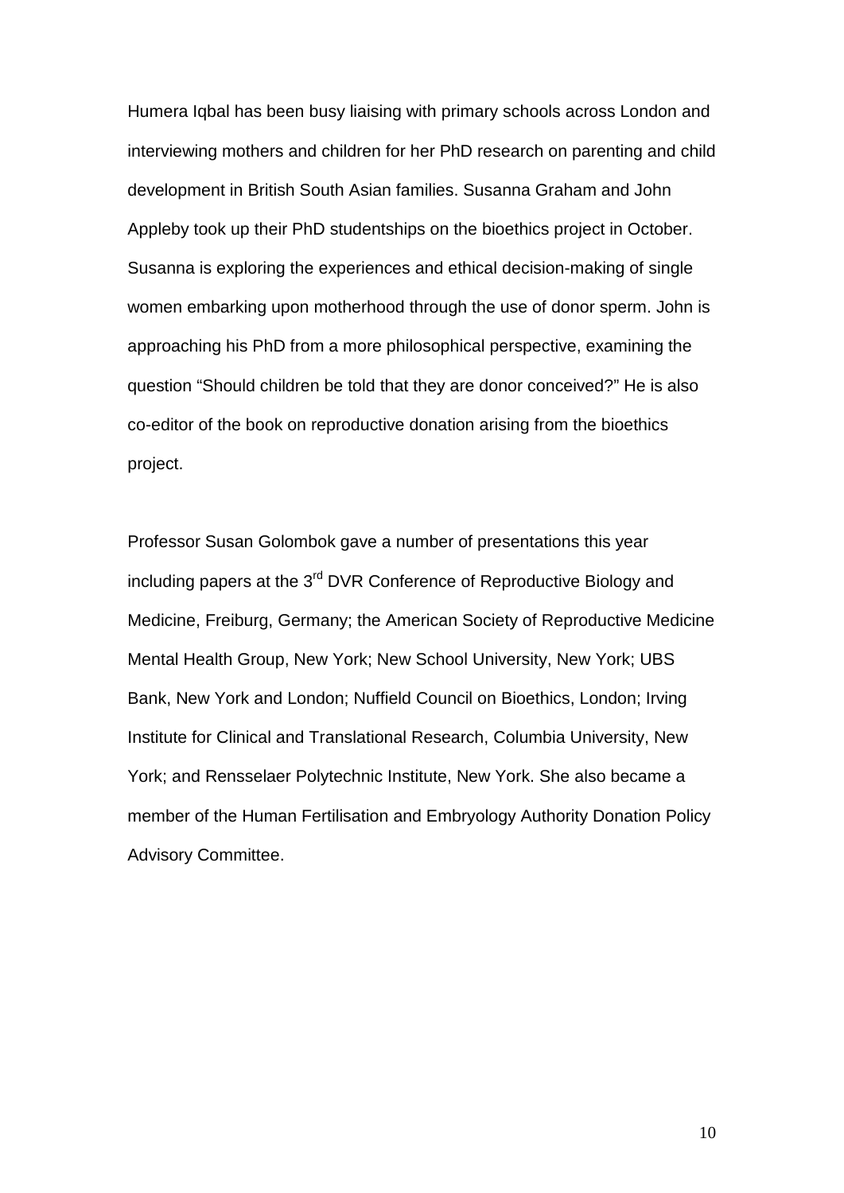Humera Iqbal has been busy liaising with primary schools across London and interviewing mothers and children for her PhD research on parenting and child development in British South Asian families. Susanna Graham and John Appleby took up their PhD studentships on the bioethics project in October. Susanna is exploring the experiences and ethical decision-making of single women embarking upon motherhood through the use of donor sperm. John is approaching his PhD from a more philosophical perspective, examining the question "Should children be told that they are donor conceived?" He is also co-editor of the book on reproductive donation arising from the bioethics project.

Professor Susan Golombok gave a number of presentations this year including papers at the 3rd DVR Conference of Reproductive Biology and Medicine, Freiburg, Germany; the American Society of Reproductive Medicine Mental Health Group, New York; New School University, New York; UBS Bank, New York and London; Nuffield Council on Bioethics, London; Irving Institute for Clinical and Translational Research, Columbia University, New York; and Rensselaer Polytechnic Institute, New York. She also became a member of the Human Fertilisation and Embryology Authority Donation Policy Advisory Committee.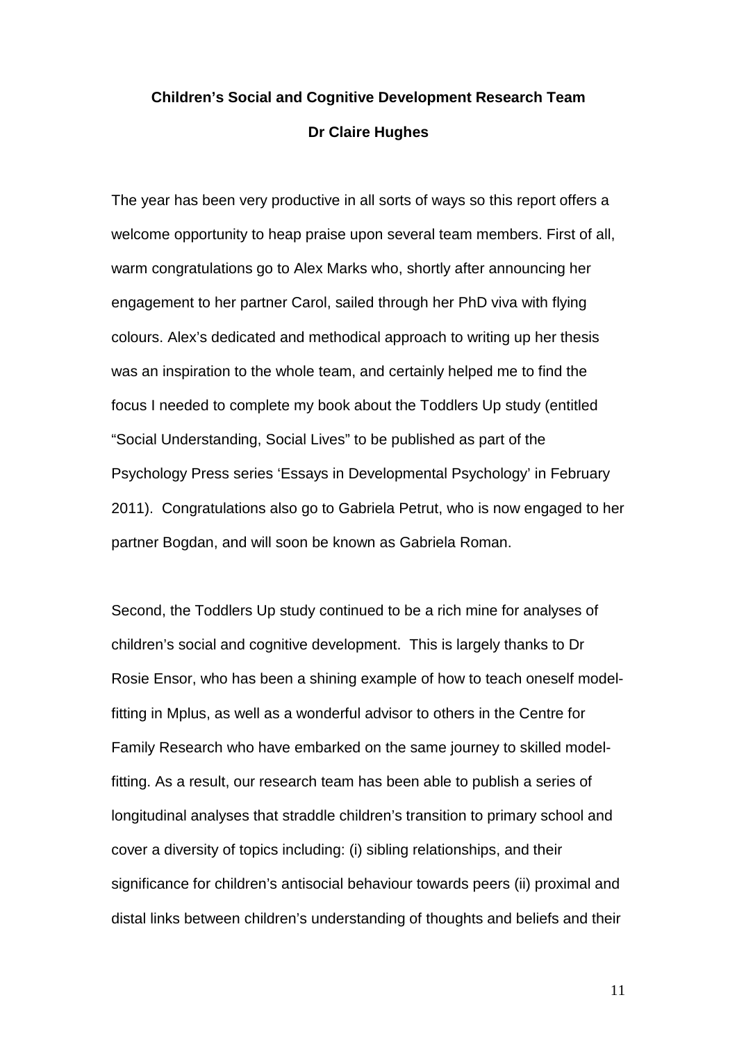**Children's Social and Cognitive Development Research Team**

**Dr Claire Hughes**

The year has been very productive in all sorts of ways so this report offers a welcome opportunity to heap praise upon several team members. First of all, warm congratulations go to Alex Marks who, shortly after announcing her engagement to her partner Carol, sailed through her PhD viva with flying colours. Alex's dedicated and methodical approach to writing up her thesis was an inspiration to the whole team, and certainly helped me to find the focus I needed to complete my book about the Toddlers Up study (entitled "Social Understanding, Social Lives" to be published as part of the Psychology Press series 'Essays in Developmental Psychology' in February 2011). Congratulations also go to Gabriela Petrut, who is now engaged to her partner Bogdan, and will soon be known as Gabriela Roman.

Second, the Toddlers Up study continued to be a rich mine for analyses of children's social and cognitive development. This is largely thanks to Dr Rosie Ensor, who has been a shining example of how to teach oneself model-fitting in Mplus, as well as a wonderful advisor to others in the Centre for Family Research who have embarked on the same journey to skilled model-fitting. As a result, our research team has been able to publish a series of longitudinal analyses that straddle children's transition to primary school and cover a diversity of topics including: (i) sibling relationships, and their significance for children's antisocial behaviour towards peers (ii) proximal and distal links between children's understanding of thoughts and beliefs and their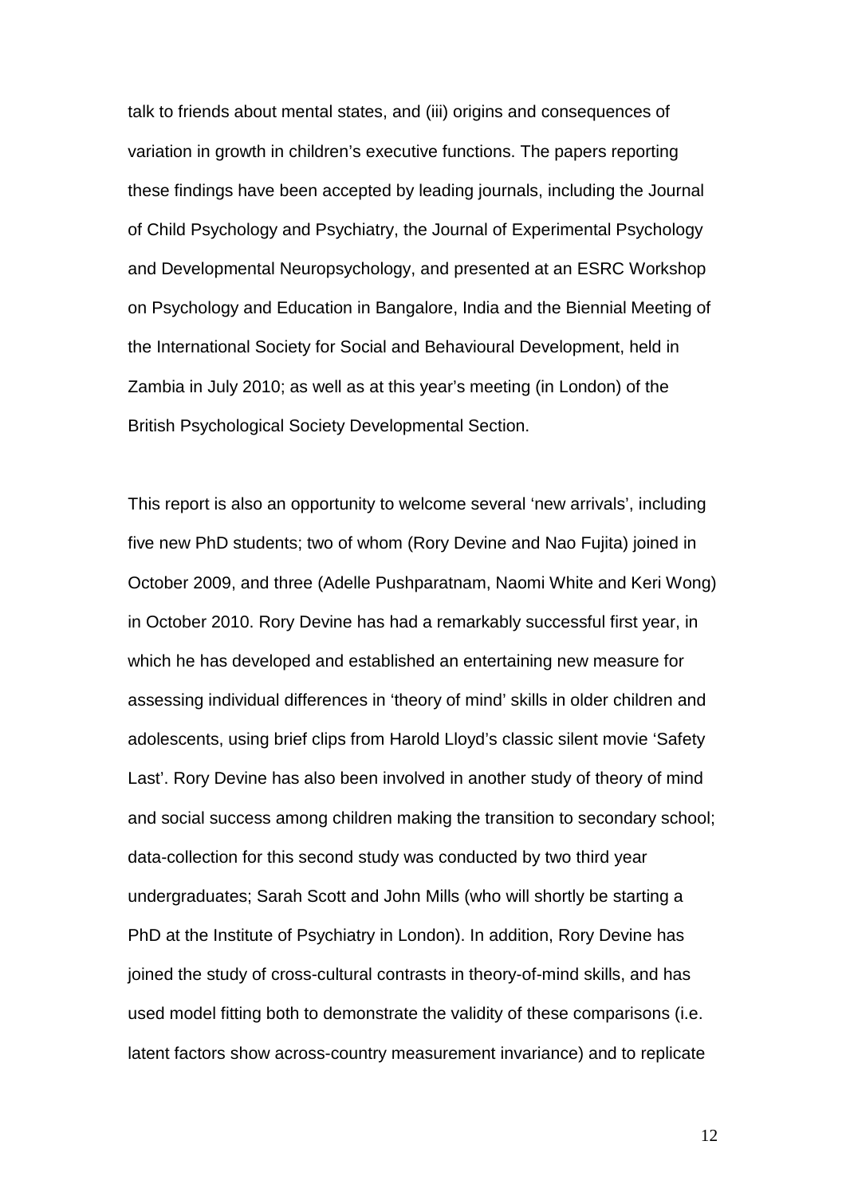talk to friends about mental states, and (iii) origins and consequences of variation in growth in children's executive functions. The papers reporting these findings have been accepted by leading journals, including the Journal of Child Psychology and Psychiatry, the Journal of Experimental Psychology and Developmental Neuropsychology, and presented at an ESRC Workshop on Psychology and Education in Bangalore, India and the Biennial Meeting of the International Society for Social and Behavioural Development, held in Zambia in July 2010; as well as at this year's meeting (in London) of the British Psychological Society Developmental Section.

This report is also an opportunity to welcome several 'new arrivals', including five new PhD students; two of whom (Rory Devine and Nao Fujita) joined in October 2009, and three (Adelle Pushparatnam, Naomi White and Keri Wong) in October 2010. Rory Devine has had a remarkably successful first year, in which he has developed and established an entertaining new measure for assessing individual differences in 'theory of mind' skills in older children and adolescents, using brief clips from Harold Lloyd's classic silent movie 'Safety Last'. Rory Devine has also been involved in another study of theory of mind and social success among children making the transition to secondary school; data-collection for this second study was conducted by two third year undergraduates; Sarah Scott and John Mills (who will shortly be starting a PhD at the Institute of Psychiatry in London). In addition, Rory Devine has joined the study of cross-cultural contrasts in theory-of-mind skills, and has used model fitting both to demonstrate the validity of these comparisons (i.e. latent factors show across-country measurement invariance) and to replicate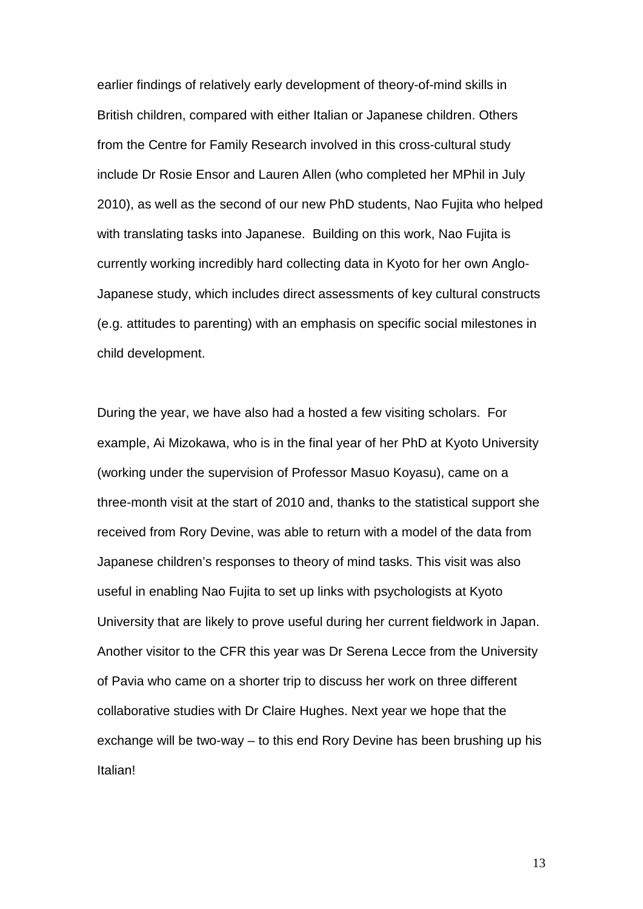earlier findings of relatively early development of theory-of-mind skills in British children, compared with either Italian or Japanese children. Others from the Centre for Family Research involved in this cross-cultural study include Dr Rosie Ensor and Lauren Allen (who completed her MPhil in July 2010), as well as the second of our new PhD students, Nao Fujita who helped with translating tasks into Japanese. Building on this work, Nao Fujita is currently working incredibly hard collecting data in Kyoto for her own Anglo-Japanese study, which includes direct assessments of key cultural constructs (e.g. attitudes to parenting) with an emphasis on specific social milestones in child development.

During the year, we have also had a hosted a few visiting scholars. For example, Ai Mizokawa, who is in the final year of her PhD at Kyoto University (working under the supervision of Professor Masuo Koyasu), came on a three-month visit at the start of 2010 and, thanks to the statistical support she received from Rory Devine, was able to return with a model of the data from Japanese children's responses to theory of mind tasks. This visit was also useful in enabling Nao Fujita to set up links with psychologists at Kyoto University that are likely to prove useful during her current fieldwork in Japan. Another visitor to the CFR this year was Dr Serena Lecce from the University of Pavia who came on a shorter trip to discuss her work on three different collaborative studies with Dr Claire Hughes. Next year we hope that the exchange will be two-way – to this end Rory Devine has been brushing up his Italian!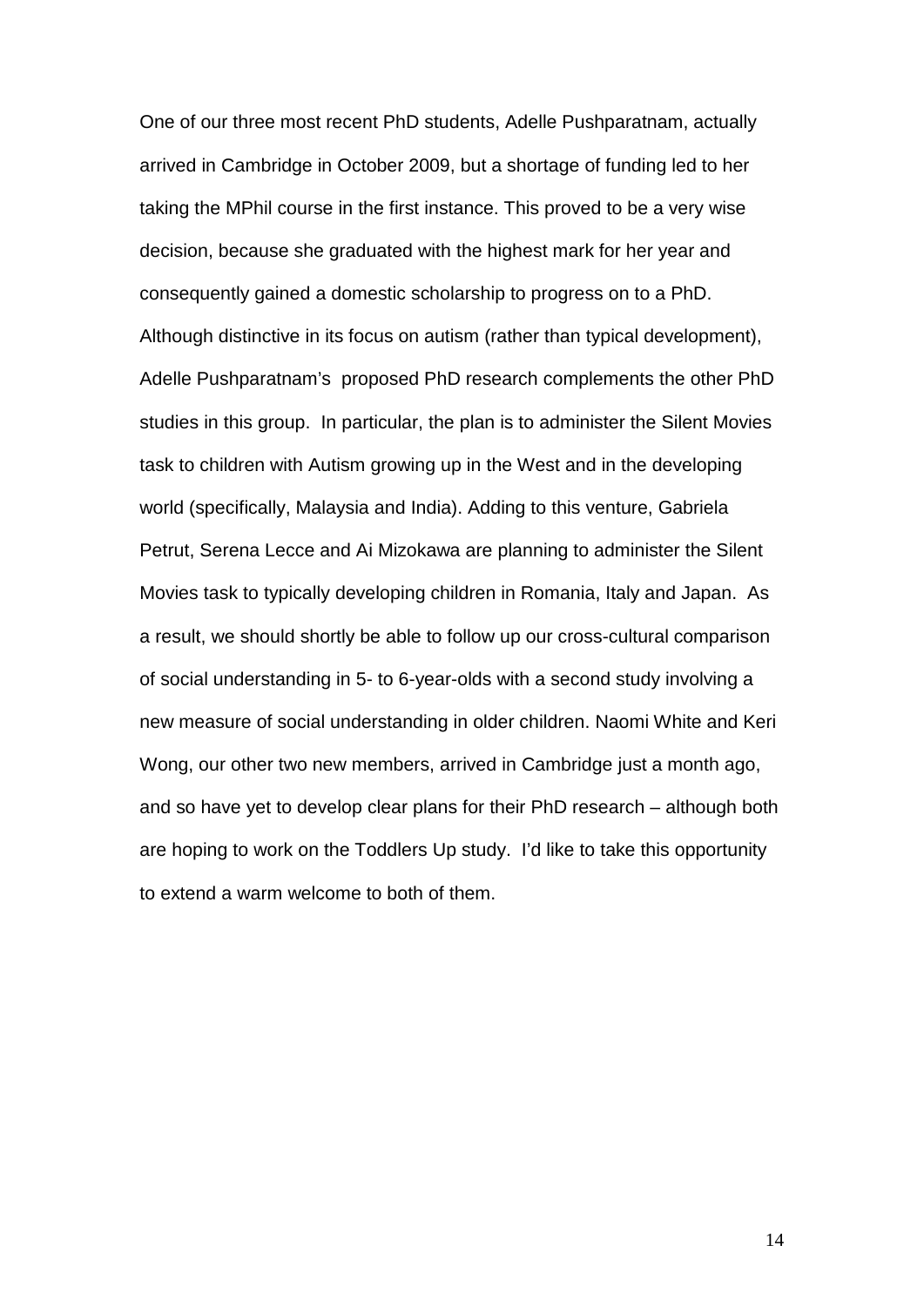One of our three most recent PhD students, Adelle Pushparatnam, actually arrived in Cambridge in October 2009, but a shortage of funding led to her taking the MPhil course in the first instance. This proved to be a very wise decision, because she graduated with the highest mark for her year and consequently gained a domestic scholarship to progress on to a PhD. Although distinctive in its focus on autism (rather than typical development), Adelle Pushparatnam's proposed PhD research complements the other PhD studies in this group. In particular, the plan is to administer the Silent Movies task to children with Autism growing up in the West and in the developing world (specifically, Malaysia and India). Adding to this venture, Gabriela Petrut, Serena Lecce and Ai Mizokawa are planning to administer the Silent Movies task to typically developing children in Romania, Italy and Japan. As a result, we should shortly be able to follow up our cross-cultural comparison of social understanding in 5- to 6-year-olds with a second study involving a new measure of social understanding in older children. Naomi White and Keri Wong, our other two new members, arrived in Cambridge just a month ago, and so have yet to develop clear plans for their PhD research – although both are hoping to work on the Toddlers Up study. I'd like to take this opportunity to extend a warm welcome to both of them.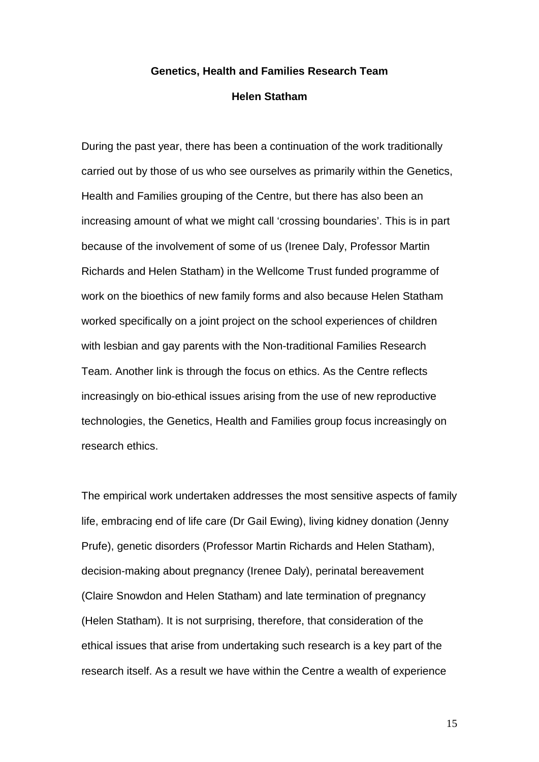**Genetics, Health and Families Research Team**

**Helen Statham**

During the past year, there has been a continuation of the work traditionally carried out by those of us who see ourselves as primarily within the Genetics, Health and Families grouping of the Centre, but there has also been an increasing amount of what we might call 'crossing boundaries'. This is in part because of the involvement of some of us (Irenee Daly, Professor Martin Richards and Helen Statham) in the Wellcome Trust funded programme of work on the bioethics of new family forms and also because Helen Statham worked specifically on a joint project on the school experiences of children with lesbian and gay parents with the Non-traditional Families Research Team. Another link is through the focus on ethics. As the Centre reflects increasingly on bio-ethical issues arising from the use of new reproductive technologies, the Genetics, Health and Families group focus increasingly on research ethics.

The empirical work undertaken addresses the most sensitive aspects of family life, embracing end of life care (Dr Gail Ewing), living kidney donation (Jenny Prufe), genetic disorders (Professor Martin Richards and Helen Statham), decision-making about pregnancy (Irenee Daly), perinatal bereavement (Claire Snowdon and Helen Statham) and late termination of pregnancy (Helen Statham). It is not surprising, therefore, that consideration of the ethical issues that arise from undertaking such research is a key part of the research itself. As a result we have within the Centre a wealth of experience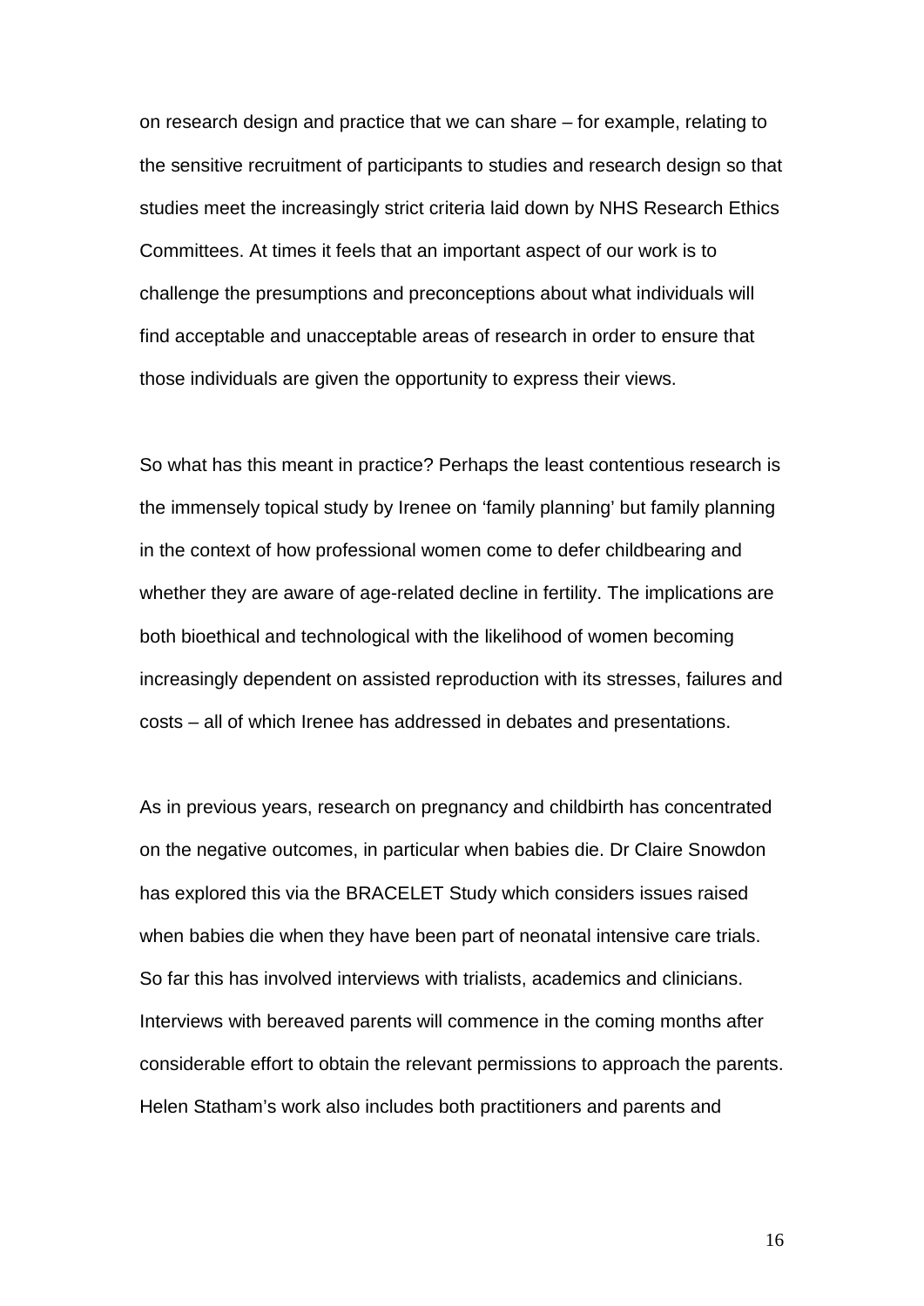on research design and practice that we can share – for example, relating to the sensitive recruitment of participants to studies and research design so that studies meet the increasingly strict criteria laid down by NHS Research Ethics Committees. At times it feels that an important aspect of our work is to challenge the presumptions and preconceptions about what individuals will find acceptable and unacceptable areas of research in order to ensure that those individuals are given the opportunity to express their views.

So what has this meant in practice? Perhaps the least contentious research is the immensely topical study by Irenee on 'family planning' but family planning in the context of how professional women come to defer childbearing and whether they are aware of age-related decline in fertility. The implications are both bioethical and technological with the likelihood of women becoming increasingly dependent on assisted reproduction with its stresses, failures and costs – all of which Irenee has addressed in debates and presentations.

As in previous years, research on pregnancy and childbirth has concentrated on the negative outcomes, in particular when babies die. Dr Claire Snowdon has explored this via the BRACELET Study which considers issues raised when babies die when they have been part of neonatal intensive care trials. So far this has involved interviews with trialists, academics and clinicians. Interviews with bereaved parents will commence in the coming months after considerable effort to obtain the relevant permissions to approach the parents. Helen Statham's work also includes both practitioners and parents and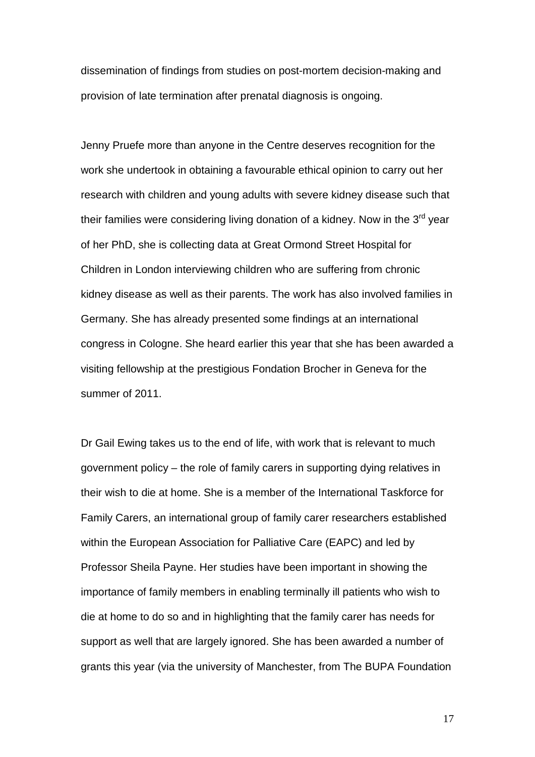dissemination of findings from studies on post-mortem decision-making and provision of late termination after prenatal diagnosis is ongoing.

Jenny Pruefe more than anyone in the Centre deserves recognition for the work she undertook in obtaining a favourable ethical opinion to carry out her research with children and young adults with severe kidney disease such that their families were considering living donation of a kidney. Now in the 3rd year of her PhD, she is collecting data at Great Ormond Street Hospital for Children in London interviewing children who are suffering from chronic kidney disease as well as their parents. The work has also involved families in Germany. She has already presented some findings at an international congress in Cologne. She heard earlier this year that she has been awarded a visiting fellowship at the prestigious Fondation Brocher in Geneva for the summer of 2011.

Dr Gail Ewing takes us to the end of life, with work that is relevant to much government policy – the role of family carers in supporting dying relatives in their wish to die at home. She is a member of the International Taskforce for Family Carers, an international group of family carer researchers established within the European Association for Palliative Care (EAPC) and led by Professor Sheila Payne. Her studies have been important in showing the importance of family members in enabling terminally ill patients who wish to die at home to do so and in highlighting that the family carer has needs for support as well that are largely ignored. She has been awarded a number of grants this year (via the university of Manchester, from The BUPA Foundation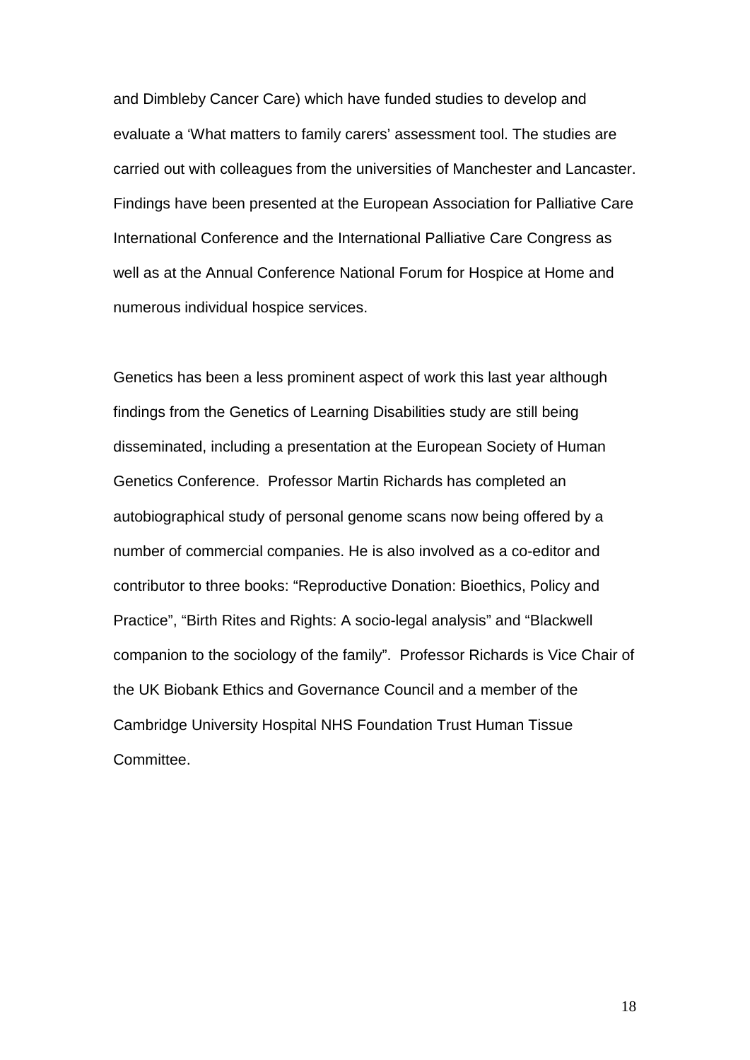and Dimbleby Cancer Care) which have funded studies to develop and evaluate a 'What matters to family carers' assessment tool. The studies are carried out with colleagues from the universities of Manchester and Lancaster. Findings have been presented at the European Association for Palliative Care International Conference and the International Palliative Care Congress as well as at the Annual Conference National Forum for Hospice at Home and numerous individual hospice services.

Genetics has been a less prominent aspect of work this last year although findings from the Genetics of Learning Disabilities study are still being disseminated, including a presentation at the European Society of Human Genetics Conference. Professor Martin Richards has completed an autobiographical study of personal genome scans now being offered by a number of commercial companies. He is also involved as a co-editor and contributor to three books: "Reproductive Donation: Bioethics, Policy and Practice", "Birth Rites and Rights: A socio-legal analysis" and "Blackwell companion to the sociology of the family". Professor Richards is Vice Chair of the UK Biobank Ethics and Governance Council and a member of the Cambridge University Hospital NHS Foundation Trust Human Tissue Committee.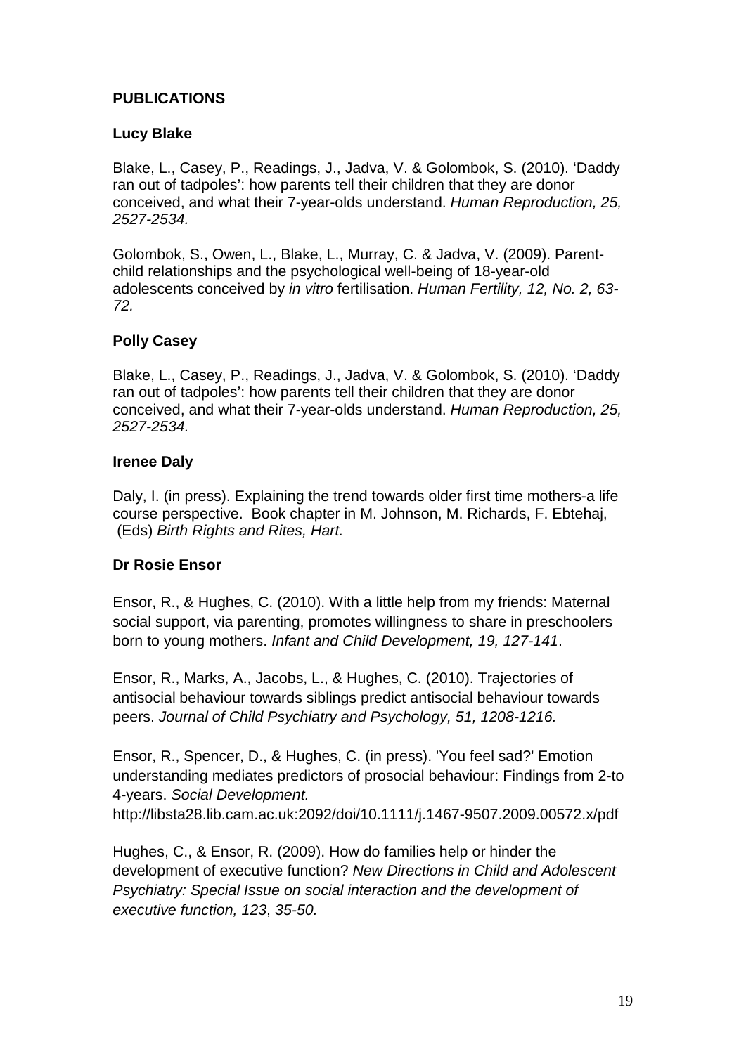## PUBLICATIONS

### Lucy Blake

Blake, L., Casey, P., Readings, J., Jadva, V. & Golombok, S. (2010). 'Daddy ran out of tadpoles': how parents tell their children that they are donor conceived, and what their 7-year-olds understand. *Human Reproduction, 25, 2527-2534.*

Golombok, S., Owen, L., Blake, L., Murray, C. & Jadva, V. (2009). Parent-child relationships and the psychological well-being of 18-year-old adolescents conceived by *in vitro* fertilisation. *Human Fertility, 12, No. 2, 63-72.*

### Polly Casey

Blake, L., Casey, P., Readings, J., Jadva, V. & Golombok, S. (2010). 'Daddy ran out of tadpoles': how parents tell their children that they are donor conceived, and what their 7-year-olds understand. *Human Reproduction, 25, 2527-2534.*

### Irenee Daly

Daly, I. (in press). Explaining the trend towards older first time mothers-a life course perspective. Book chapter in M. Johnson, M. Richards, F. Ebtehaj, (Eds) *Birth Rights and Rites, Hart.*

### Dr Rosie Ensor

Ensor, R., & Hughes, C. (2010). With a little help from my friends: Maternal social support, via parenting, promotes willingness to share in preschoolers born to young mothers. *Infant and Child Development, 19, 127-141*.

Ensor, R., Marks, A., Jacobs, L., & Hughes, C. (2010). Trajectories of antisocial behaviour towards siblings predict antisocial behaviour towards peers. *Journal of Child Psychiatry and Psychology, 51, 1208-1216.*

Ensor, R., Spencer, D., & Hughes, C. (in press). 'You feel sad?' Emotion understanding mediates predictors of prosocial behaviour: Findings from 2-to 4-years. *Social Development.*
http://libsta28.lib.cam.ac.uk:2092/doi/10.1111/j.1467-9507.2009.00572.x/pdf

Hughes, C., & Ensor, R. (2009). How do families help or hinder the development of executive function? *New Directions in Child and Adolescent Psychiatry: Special Issue on social interaction and the development of executive function, 123*, *35-50.*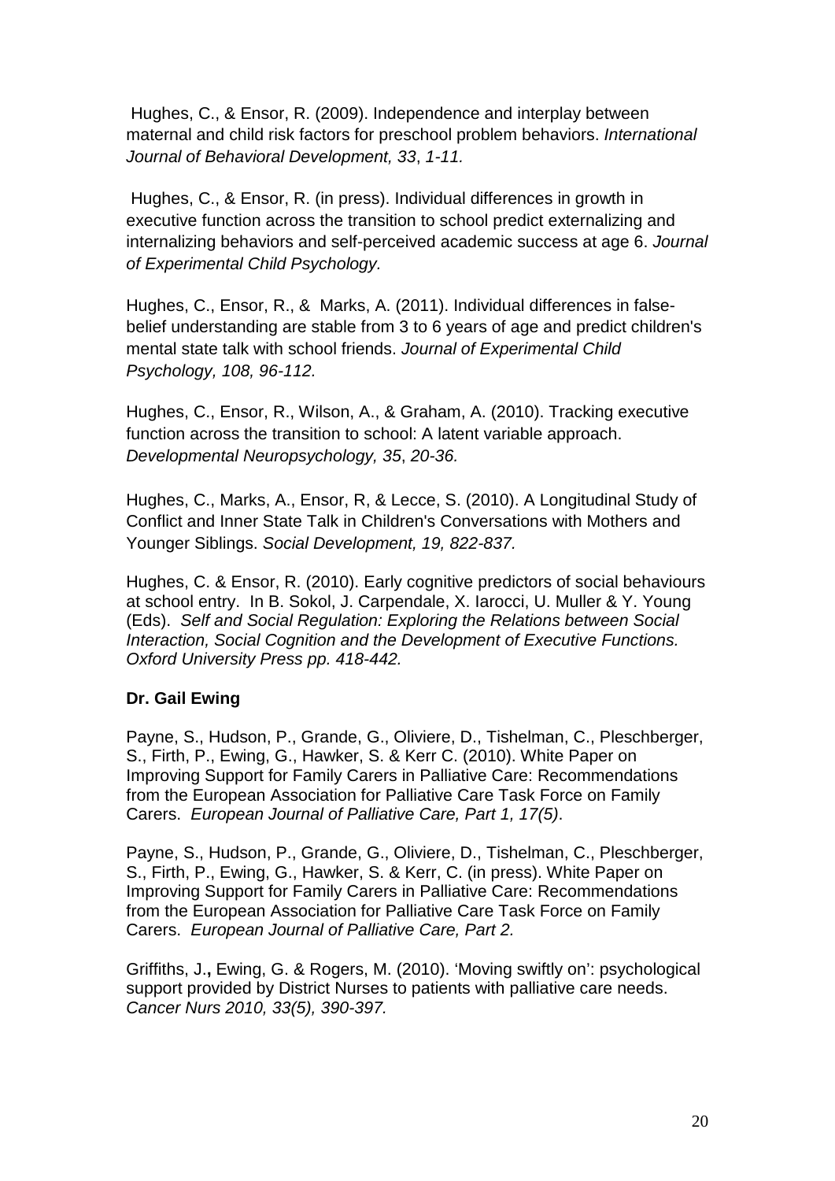Hughes, C., & Ensor, R. (2009). Independence and interplay between maternal and child risk factors for preschool problem behaviors. *International Journal of Behavioral Development, 33*, *1-11.*

Hughes, C., & Ensor, R. (in press). Individual differences in growth in executive function across the transition to school predict externalizing and internalizing behaviors and self-perceived academic success at age 6. *Journal of Experimental Child Psychology.*

Hughes, C., Ensor, R., & Marks, A. (2011). Individual differences in false-belief understanding are stable from 3 to 6 years of age and predict children's mental state talk with school friends. *Journal of Experimental Child Psychology, 108, 96-112.*

Hughes, C., Ensor, R., Wilson, A., & Graham, A. (2010). Tracking executive function across the transition to school: A latent variable approach. *Developmental Neuropsychology, 35*, *20-36.*

Hughes, C., Marks, A., Ensor, R, & Lecce, S. (2010). A Longitudinal Study of Conflict and Inner State Talk in Children's Conversations with Mothers and Younger Siblings. *Social Development, 19, 822-837.*

Hughes, C. & Ensor, R. (2010). Early cognitive predictors of social behaviours at school entry. In B. Sokol, J. Carpendale, X. Iarocci, U. Muller & Y. Young (Eds). *Self and Social Regulation: Exploring the Relations between Social Interaction, Social Cognition and the Development of Executive Functions. Oxford University Press pp. 418-442.*

**Dr. Gail Ewing**

Payne, S., Hudson, P., Grande, G., Oliviere, D., Tishelman, C., Pleschberger, S., Firth, P., Ewing, G., Hawker, S. & Kerr C. (2010). White Paper on Improving Support for Family Carers in Palliative Care: Recommendations from the European Association for Palliative Care Task Force on Family Carers. *European Journal of Palliative Care, Part 1, 17(5)*.

Payne, S., Hudson, P., Grande, G., Oliviere, D., Tishelman, C., Pleschberger, S., Firth, P., Ewing, G., Hawker, S. & Kerr, C. (in press). White Paper on Improving Support for Family Carers in Palliative Care: Recommendations from the European Association for Palliative Care Task Force on Family Carers. *European Journal of Palliative Care, Part 2.*

Griffiths, J.**,** Ewing, G. & Rogers, M. (2010). 'Moving swiftly on': psychological support provided by District Nurses to patients with palliative care needs. *Cancer Nurs 2010, 33(5), 390-397.*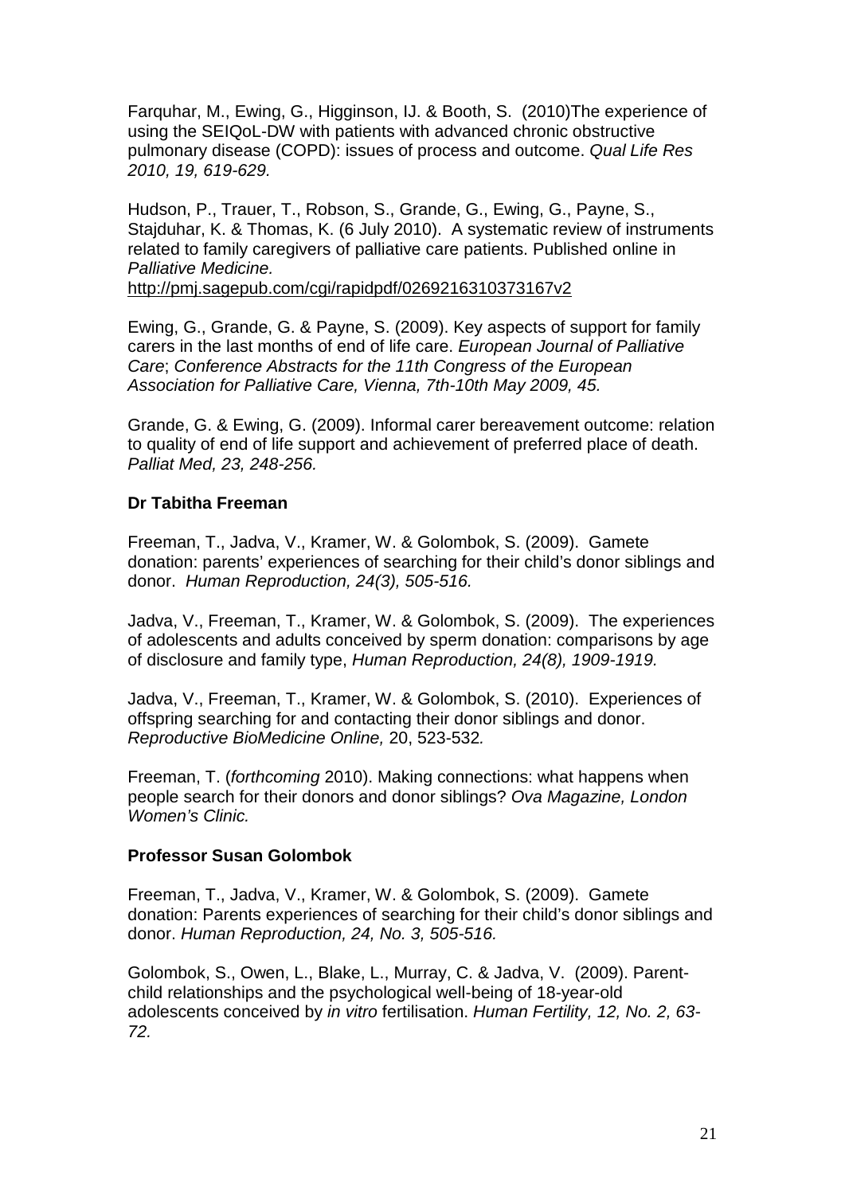Farquhar, M., Ewing, G., Higginson, IJ. & Booth, S. (2010)The experience of using the SEIQoL-DW with patients with advanced chronic obstructive pulmonary disease (COPD): issues of process and outcome. *Qual Life Res 2010, 19, 619-629.*

Hudson, P., Trauer, T., Robson, S., Grande, G., Ewing, G., Payne, S., Stajduhar, K. & Thomas, K. (6 July 2010). A systematic review of instruments related to family caregivers of palliative care patients. Published online in *Palliative Medicine.*
http://pmj.sagepub.com/cgi/rapidpdf/0269216310373167v2

Ewing, G., Grande, G. & Payne, S. (2009). Key aspects of support for family carers in the last months of end of life care. *European Journal of Palliative Care*; *Conference Abstracts for the 11th Congress of the European Association for Palliative Care, Vienna, 7th-10th May 2009, 45.*

Grande, G. & Ewing, G. (2009). Informal carer bereavement outcome: relation to quality of end of life support and achievement of preferred place of death. *Palliat Med, 23, 248-256.*

**Dr Tabitha Freeman**

Freeman, T., Jadva, V., Kramer, W. & Golombok, S. (2009). Gamete donation: parents' experiences of searching for their child's donor siblings and donor. *Human Reproduction, 24(3), 505-516.*

Jadva, V., Freeman, T., Kramer, W. & Golombok, S. (2009). The experiences of adolescents and adults conceived by sperm donation: comparisons by age of disclosure and family type, *Human Reproduction, 24(8), 1909-1919.*

Jadva, V., Freeman, T., Kramer, W. & Golombok, S. (2010). Experiences of offspring searching for and contacting their donor siblings and donor. *Reproductive BioMedicine Online,* 20, 523-532*.*

Freeman, T. (*forthcoming* 2010). Making connections: what happens when people search for their donors and donor siblings? *Ova Magazine, London Women's Clinic.*

**Professor Susan Golombok**

Freeman, T., Jadva, V., Kramer, W. & Golombok, S. (2009). Gamete donation: Parents experiences of searching for their child's donor siblings and donor. *Human Reproduction, 24, No. 3, 505-516.*

Golombok, S., Owen, L., Blake, L., Murray, C. & Jadva, V. (2009). Parent-child relationships and the psychological well-being of 18-year-old adolescents conceived by *in vitro* fertilisation. *Human Fertility, 12, No. 2, 63-72.*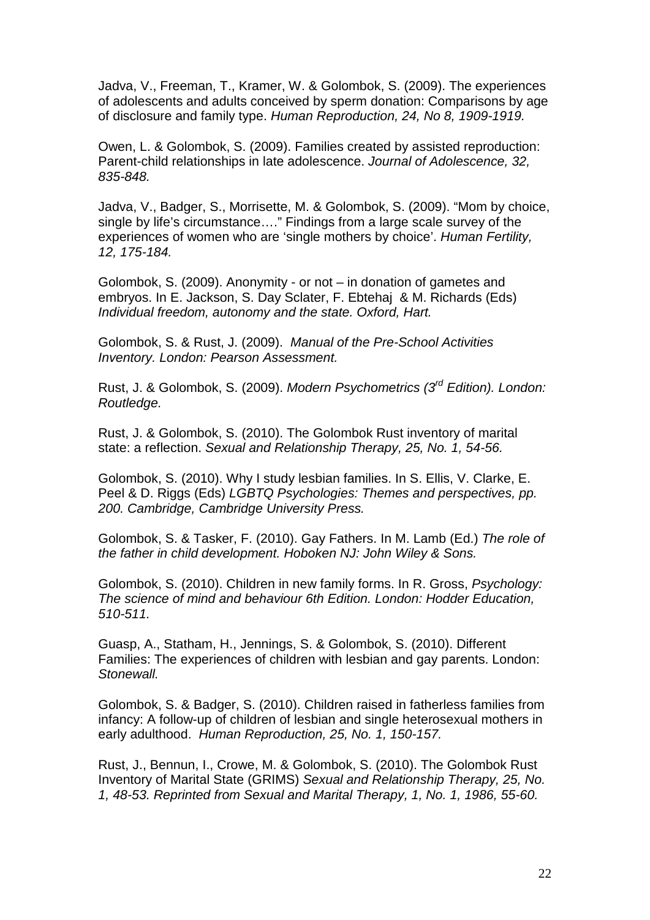Jadva, V., Freeman, T., Kramer, W. & Golombok, S. (2009). The experiences of adolescents and adults conceived by sperm donation: Comparisons by age of disclosure and family type. *Human Reproduction, 24, No 8, 1909-1919.*

Owen, L. & Golombok, S. (2009). Families created by assisted reproduction: Parent-child relationships in late adolescence. *Journal of Adolescence, 32, 835-848.*

Jadva, V., Badger, S., Morrisette, M. & Golombok, S. (2009). "Mom by choice, single by life's circumstance…." Findings from a large scale survey of the experiences of women who are 'single mothers by choice'. *Human Fertility, 12, 175-184.*

Golombok, S. (2009). Anonymity - or not – in donation of gametes and embryos. In E. Jackson, S. Day Sclater, F. Ebtehaj & M. Richards (Eds) *Individual freedom, autonomy and the state. Oxford, Hart.*

Golombok, S. & Rust, J. (2009). *Manual of the Pre-School Activities Inventory. London: Pearson Assessment.*

Rust, J. & Golombok, S. (2009). *Modern Psychometrics (3rd Edition). London: Routledge.*

Rust, J. & Golombok, S. (2010). The Golombok Rust inventory of marital state: a reflection. *Sexual and Relationship Therapy, 25, No. 1, 54-56.*

Golombok, S. (2010). Why I study lesbian families. In S. Ellis, V. Clarke, E. Peel & D. Riggs (Eds) *LGBTQ Psychologies: Themes and perspectives, pp. 200. Cambridge, Cambridge University Press.*

Golombok, S. & Tasker, F. (2010). Gay Fathers. In M. Lamb (Ed.) *The role of the father in child development. Hoboken NJ: John Wiley & Sons.*

Golombok, S. (2010). Children in new family forms. In R. Gross, *Psychology: The science of mind and behaviour 6th Edition. London: Hodder Education, 510-511.*

Guasp, A., Statham, H., Jennings, S. & Golombok, S. (2010). Different Families: The experiences of children with lesbian and gay parents. London: *Stonewall.*

Golombok, S. & Badger, S. (2010). Children raised in fatherless families from infancy: A follow-up of children of lesbian and single heterosexual mothers in early adulthood. *Human Reproduction, 25, No. 1, 150-157.*

Rust, J., Bennun, I., Crowe, M. & Golombok, S. (2010). The Golombok Rust Inventory of Marital State (GRIMS) *Sexual and Relationship Therapy, 25, No. 1, 48-53. Reprinted from Sexual and Marital Therapy, 1, No. 1, 1986, 55-60.*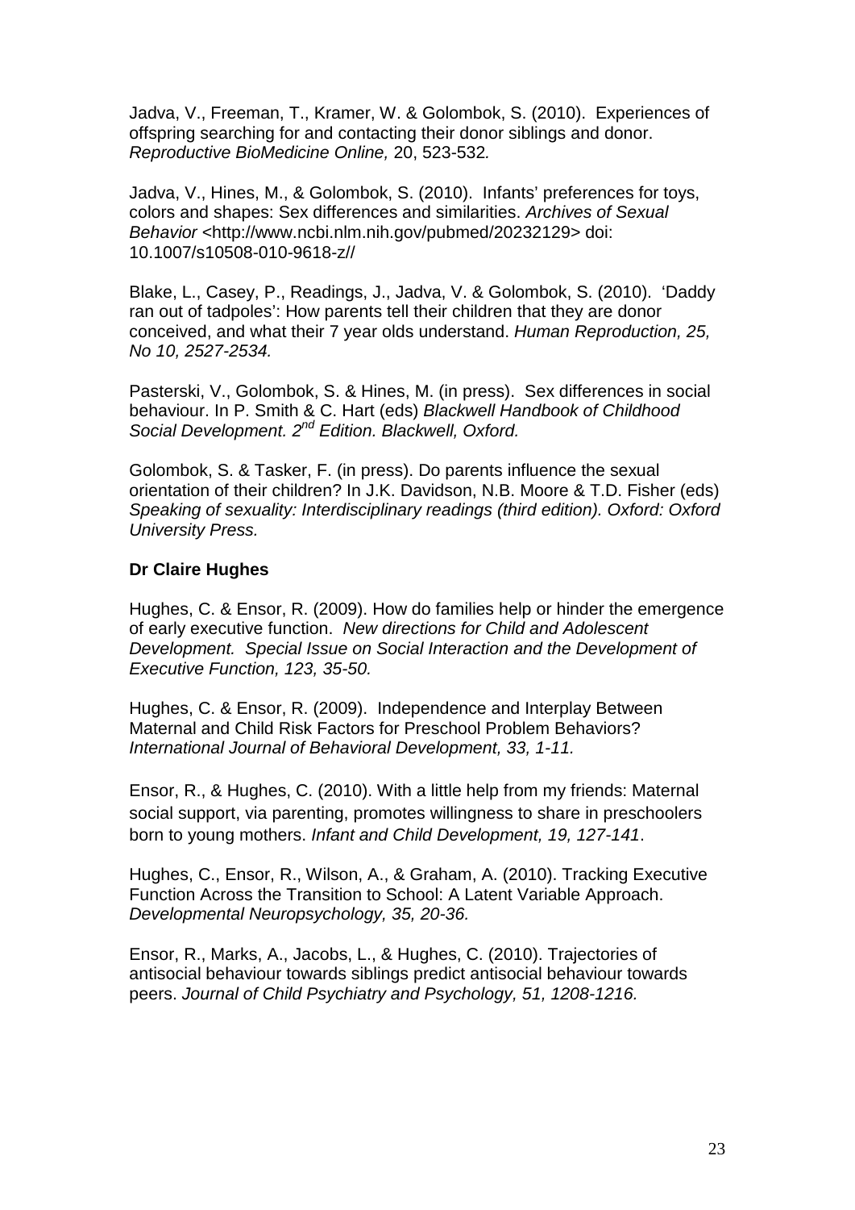Jadva, V., Freeman, T., Kramer, W. & Golombok, S. (2010). Experiences of offspring searching for and contacting their donor siblings and donor. *Reproductive BioMedicine Online,* 20, 523-532*.*

Jadva, V., Hines, M., & Golombok, S. (2010). Infants' preferences for toys, colors and shapes: Sex differences and similarities. *Archives of Sexual Behavior* <http://www.ncbi.nlm.nih.gov/pubmed/20232129> doi: 10.1007/s10508-010-9618-z//

Blake, L., Casey, P., Readings, J., Jadva, V. & Golombok, S. (2010). 'Daddy ran out of tadpoles': How parents tell their children that they are donor conceived, and what their 7 year olds understand. *Human Reproduction, 25, No 10, 2527-2534.*

Pasterski, V., Golombok, S. & Hines, M. (in press). Sex differences in social behaviour. In P. Smith & C. Hart (eds) *Blackwell Handbook of Childhood Social Development. 2nd Edition. Blackwell, Oxford.*

Golombok, S. & Tasker, F. (in press). Do parents influence the sexual orientation of their children? In J.K. Davidson, N.B. Moore & T.D. Fisher (eds) *Speaking of sexuality: Interdisciplinary readings (third edition). Oxford: Oxford University Press.*

**Dr Claire Hughes**

Hughes, C. & Ensor, R. (2009). How do families help or hinder the emergence of early executive function. *New directions for Child and Adolescent Development. Special Issue on Social Interaction and the Development of Executive Function, 123, 35-50.*

Hughes, C. & Ensor, R. (2009). Independence and Interplay Between Maternal and Child Risk Factors for Preschool Problem Behaviors? *International Journal of Behavioral Development, 33, 1-11.*

Ensor, R., & Hughes, C. (2010). With a little help from my friends: Maternal social support, via parenting, promotes willingness to share in preschoolers born to young mothers. *Infant and Child Development, 19, 127-141*.

Hughes, C., Ensor, R., Wilson, A., & Graham, A. (2010). Tracking Executive Function Across the Transition to School: A Latent Variable Approach. *Developmental Neuropsychology, 35, 20-36.*

Ensor, R., Marks, A., Jacobs, L., & Hughes, C. (2010). Trajectories of antisocial behaviour towards siblings predict antisocial behaviour towards peers. *Journal of Child Psychiatry and Psychology, 51, 1208-1216.*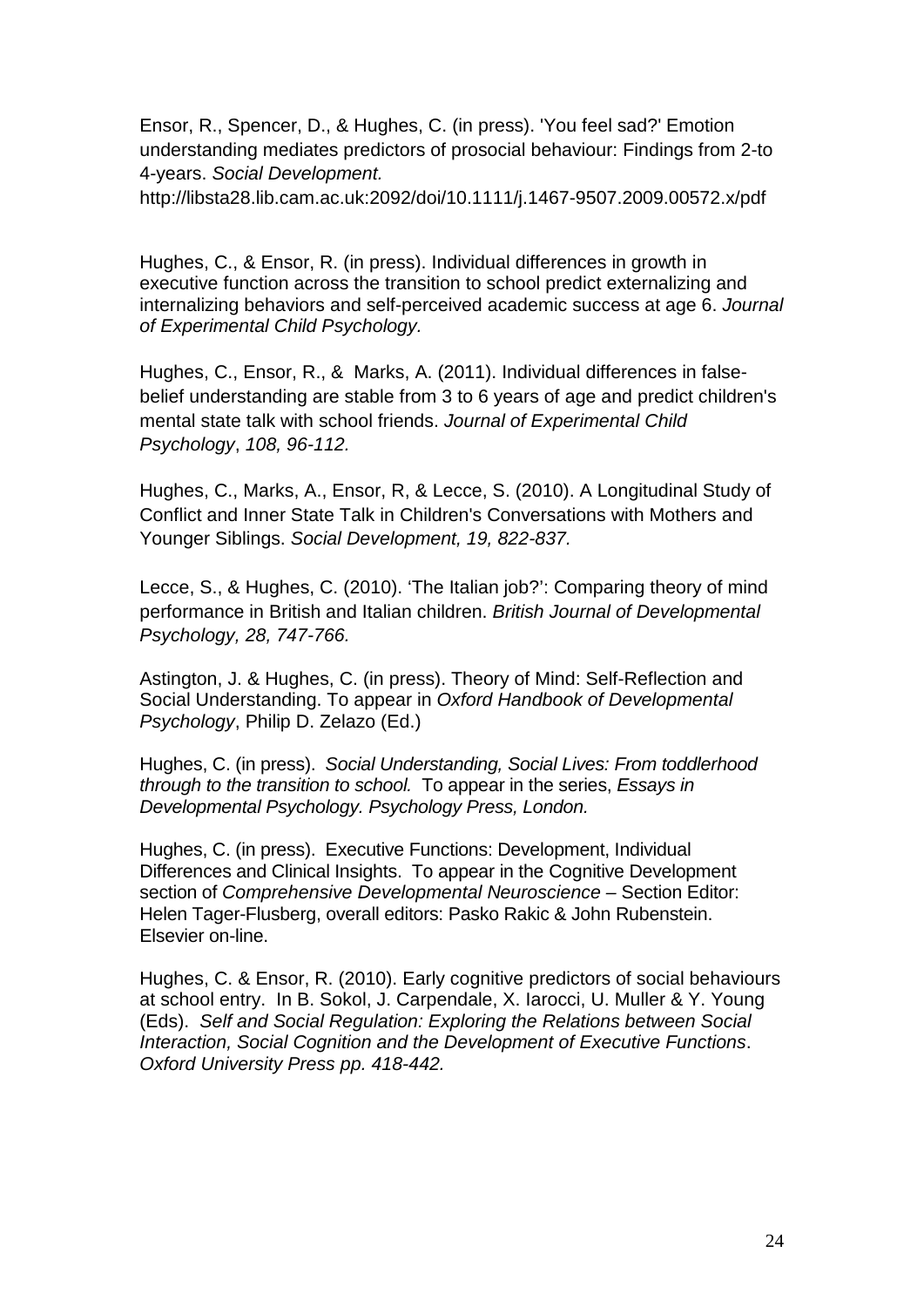Ensor, R., Spencer, D., & Hughes, C. (in press). 'You feel sad?' Emotion understanding mediates predictors of prosocial behaviour: Findings from 2-to 4-years. *Social Development.* http://libsta28.lib.cam.ac.uk:2092/doi/10.1111/j.1467-9507.2009.00572.x/pdf

Hughes, C., & Ensor, R. (in press). Individual differences in growth in executive function across the transition to school predict externalizing and internalizing behaviors and self-perceived academic success at age 6. *Journal of Experimental Child Psychology.*

Hughes, C., Ensor, R., & Marks, A. (2011). Individual differences in false-belief understanding are stable from 3 to 6 years of age and predict children's mental state talk with school friends. *Journal of Experimental Child Psychology*, *108, 96-112.*

Hughes, C., Marks, A., Ensor, R, & Lecce, S. (2010). A Longitudinal Study of Conflict and Inner State Talk in Children's Conversations with Mothers and Younger Siblings. *Social Development, 19, 822-837.*

Lecce, S., & Hughes, C. (2010). 'The Italian job?': Comparing theory of mind performance in British and Italian children. *British Journal of Developmental Psychology, 28, 747-766.*

Astington, J. & Hughes, C. (in press). Theory of Mind: Self-Reflection and Social Understanding. To appear in *Oxford Handbook of Developmental Psychology*, Philip D. Zelazo (Ed.)

Hughes, C. (in press). *Social Understanding, Social Lives: From toddlerhood through to the transition to school.* To appear in the series, *Essays in Developmental Psychology. Psychology Press, London.*

Hughes, C. (in press). Executive Functions: Development, Individual Differences and Clinical Insights. To appear in the Cognitive Development section of *Comprehensive Developmental Neuroscience* – Section Editor: Helen Tager-Flusberg, overall editors: Pasko Rakic & John Rubenstein. Elsevier on-line.

Hughes, C. & Ensor, R. (2010). Early cognitive predictors of social behaviours at school entry. In B. Sokol, J. Carpendale, X. Iarocci, U. Muller & Y. Young (Eds). *Self and Social Regulation: Exploring the Relations between Social Interaction, Social Cognition and the Development of Executive Functions*. *Oxford University Press pp. 418-442.*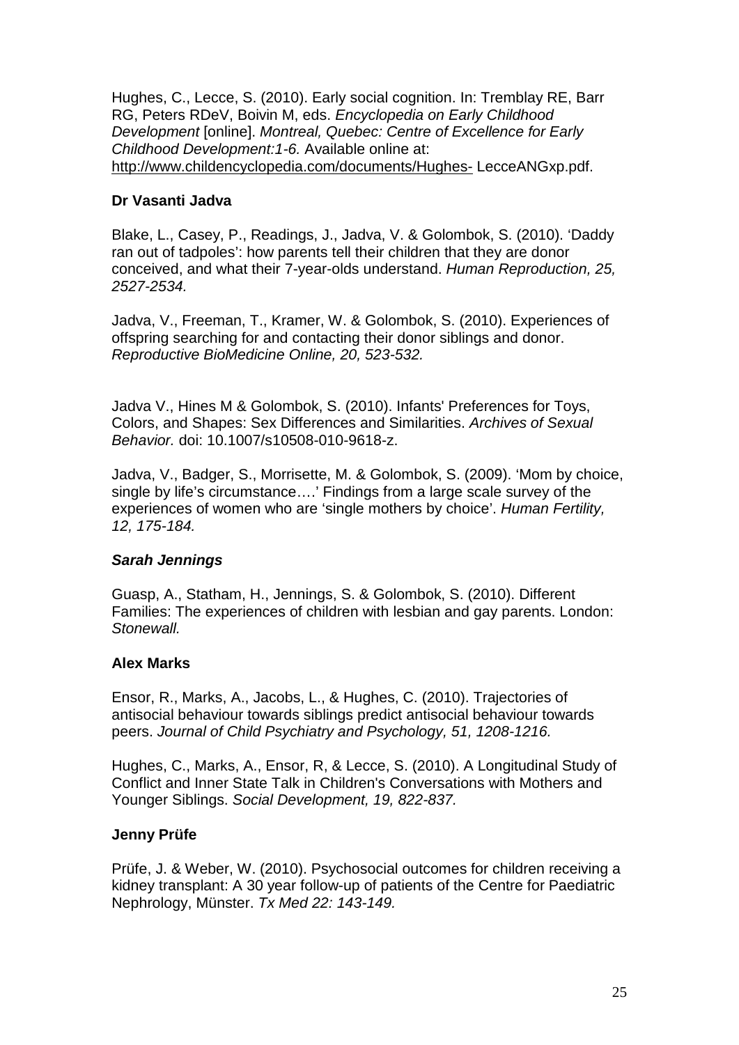Hughes, C., Lecce, S. (2010). Early social cognition. In: Tremblay RE, Barr RG, Peters RDeV, Boivin M, eds. *Encyclopedia on Early Childhood Development* [online]. *Montreal, Quebec: Centre of Excellence for Early Childhood Development:1-6.* Available online at: http://www.childencyclopedia.com/documents/Hughes- LecceANGxp.pdf.

**Dr Vasanti Jadva**

Blake, L., Casey, P., Readings, J., Jadva, V. & Golombok, S. (2010). 'Daddy ran out of tadpoles': how parents tell their children that they are donor conceived, and what their 7-year-olds understand. *Human Reproduction, 25, 2527-2534.*

Jadva, V., Freeman, T., Kramer, W. & Golombok, S. (2010). Experiences of offspring searching for and contacting their donor siblings and donor. *Reproductive BioMedicine Online, 20, 523-532.*

Jadva V., Hines M & Golombok, S. (2010). Infants' Preferences for Toys, Colors, and Shapes: Sex Differences and Similarities. *Archives of Sexual Behavior.* doi: 10.1007/s10508-010-9618-z.

Jadva, V., Badger, S., Morrisette, M. & Golombok, S. (2009). 'Mom by choice, single by life's circumstance….' Findings from a large scale survey of the experiences of women who are 'single mothers by choice'. *Human Fertility, 12, 175-184.*

***Sarah Jennings***

Guasp, A., Statham, H., Jennings, S. & Golombok, S. (2010). Different Families: The experiences of children with lesbian and gay parents. London: *Stonewall.*

**Alex Marks**

Ensor, R., Marks, A., Jacobs, L., & Hughes, C. (2010). Trajectories of antisocial behaviour towards siblings predict antisocial behaviour towards peers. *Journal of Child Psychiatry and Psychology, 51, 1208-1216.*

Hughes, C., Marks, A., Ensor, R, & Lecce, S. (2010). A Longitudinal Study of Conflict and Inner State Talk in Children's Conversations with Mothers and Younger Siblings. *Social Development, 19, 822-837.*

**Jenny Prüfe**

Prüfe, J. & Weber, W. (2010). Psychosocial outcomes for children receiving a kidney transplant: A 30 year follow-up of patients of the Centre for Paediatric Nephrology, Münster. *Tx Med 22: 143-149.*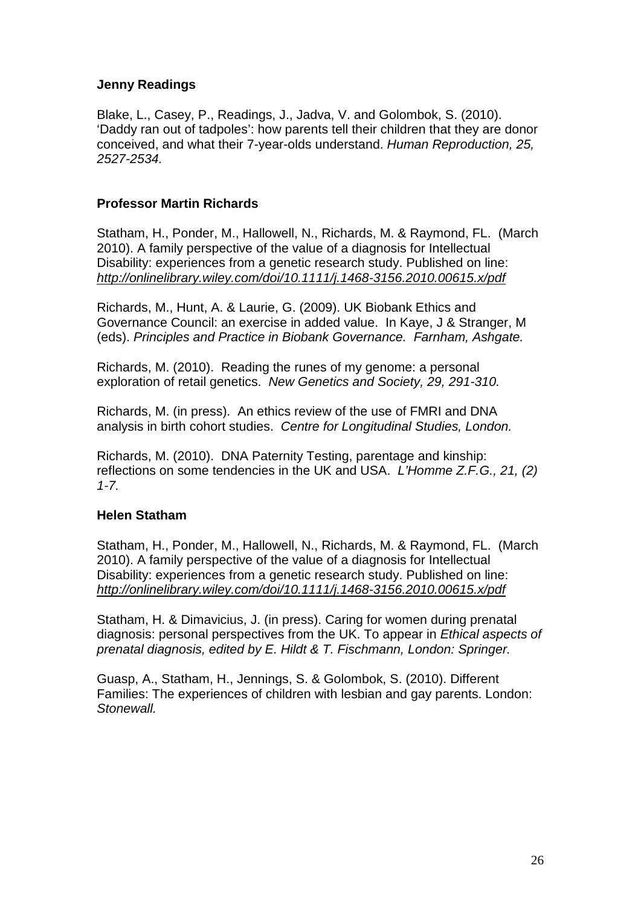**Jenny Readings**

Blake, L., Casey, P., Readings, J., Jadva, V. and Golombok, S. (2010). 'Daddy ran out of tadpoles': how parents tell their children that they are donor conceived, and what their 7-year-olds understand. *Human Reproduction, 25, 2527-2534.*

**Professor Martin Richards**

Statham, H., Ponder, M., Hallowell, N., Richards, M. & Raymond, FL. (March 2010). A family perspective of the value of a diagnosis for Intellectual Disability: experiences from a genetic research study. Published on line: *http://onlinelibrary.wiley.com/doi/10.1111/j.1468-3156.2010.00615.x/pdf*

Richards, M., Hunt, A. & Laurie, G. (2009). UK Biobank Ethics and Governance Council: an exercise in added value. In Kaye, J & Stranger, M (eds). *Principles and Practice in Biobank Governance. Farnham, Ashgate.*

Richards, M. (2010). Reading the runes of my genome: a personal exploration of retail genetics. *New Genetics and Society, 29, 291-310.*

Richards, M. (in press). An ethics review of the use of FMRI and DNA analysis in birth cohort studies. *Centre for Longitudinal Studies, London.*

Richards, M. (2010). DNA Paternity Testing, parentage and kinship: reflections on some tendencies in the UK and USA. *L'Homme Z.F.G., 21, (2) 1-7.*

**Helen Statham**

Statham, H., Ponder, M., Hallowell, N., Richards, M. & Raymond, FL. (March 2010). A family perspective of the value of a diagnosis for Intellectual Disability: experiences from a genetic research study. Published on line: *http://onlinelibrary.wiley.com/doi/10.1111/j.1468-3156.2010.00615.x/pdf*

Statham, H. & Dimavicius, J. (in press). Caring for women during prenatal diagnosis: personal perspectives from the UK. To appear in *Ethical aspects of prenatal diagnosis, edited by E. Hildt & T. Fischmann, London: Springer.*

Guasp, A., Statham, H., Jennings, S. & Golombok, S. (2010). Different Families: The experiences of children with lesbian and gay parents. London: *Stonewall.*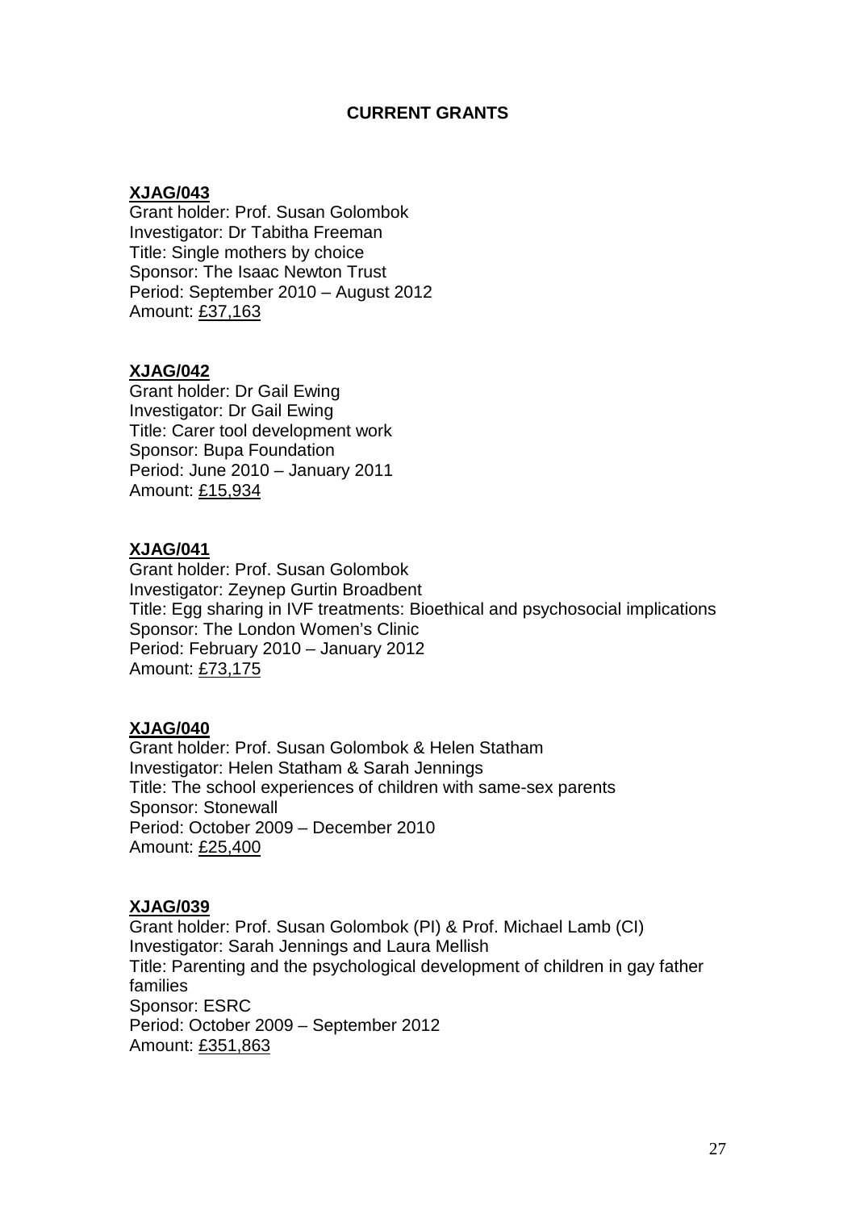## CURRENT GRANTS

**XJAG/043**
Grant holder: Prof. Susan Golombok
Investigator: Dr Tabitha Freeman
Title: Single mothers by choice
Sponsor: The Isaac Newton Trust
Period: September 2010 – August 2012
Amount: £37,163

**XJAG/042**
Grant holder: Dr Gail Ewing
Investigator: Dr Gail Ewing
Title: Carer tool development work
Sponsor: Bupa Foundation
Period: June 2010 – January 2011
Amount: £15,934

**XJAG/041**
Grant holder: Prof. Susan Golombok
Investigator: Zeynep Gurtin Broadbent
Title: Egg sharing in IVF treatments: Bioethical and psychosocial implications
Sponsor: The London Women's Clinic
Period: February 2010 – January 2012
Amount: £73,175

**XJAG/040**
Grant holder: Prof. Susan Golombok & Helen Statham
Investigator: Helen Statham & Sarah Jennings
Title: The school experiences of children with same-sex parents
Sponsor: Stonewall
Period: October 2009 – December 2010
Amount: £25,400

**XJAG/039**
Grant holder: Prof. Susan Golombok (PI) & Prof. Michael Lamb (CI)
Investigator: Sarah Jennings and Laura Mellish
Title: Parenting and the psychological development of children in gay father families
Sponsor: ESRC
Period: October 2009 – September 2012
Amount: £351,863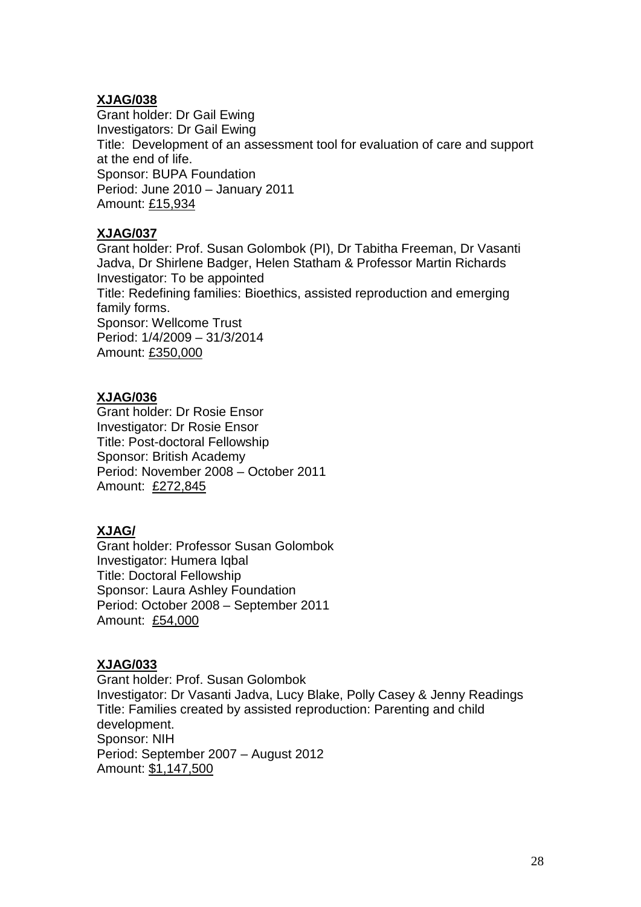**XJAG/038**

Grant holder: Dr Gail Ewing
Investigators: Dr Gail Ewing
Title: Development of an assessment tool for evaluation of care and support at the end of life.
Sponsor: BUPA Foundation
Period: June 2010 – January 2011
Amount: £15,934

**XJAG/037**

Grant holder: Prof. Susan Golombok (PI), Dr Tabitha Freeman, Dr Vasanti Jadva, Dr Shirlene Badger, Helen Statham & Professor Martin Richards
Investigator: To be appointed
Title: Redefining families: Bioethics, assisted reproduction and emerging family forms.
Sponsor: Wellcome Trust
Period: 1/4/2009 – 31/3/2014
Amount: £350,000

**XJAG/036**

Grant holder: Dr Rosie Ensor
Investigator: Dr Rosie Ensor
Title: Post-doctoral Fellowship
Sponsor: British Academy
Period: November 2008 – October 2011
Amount: £272,845

**XJAG/**

Grant holder: Professor Susan Golombok
Investigator: Humera Iqbal
Title: Doctoral Fellowship
Sponsor: Laura Ashley Foundation
Period: October 2008 – September 2011
Amount: £54,000

**XJAG/033**

Grant holder: Prof. Susan Golombok
Investigator: Dr Vasanti Jadva, Lucy Blake, Polly Casey & Jenny Readings
Title: Families created by assisted reproduction: Parenting and child development.
Sponsor: NIH
Period: September 2007 – August 2012
Amount: $1,147,500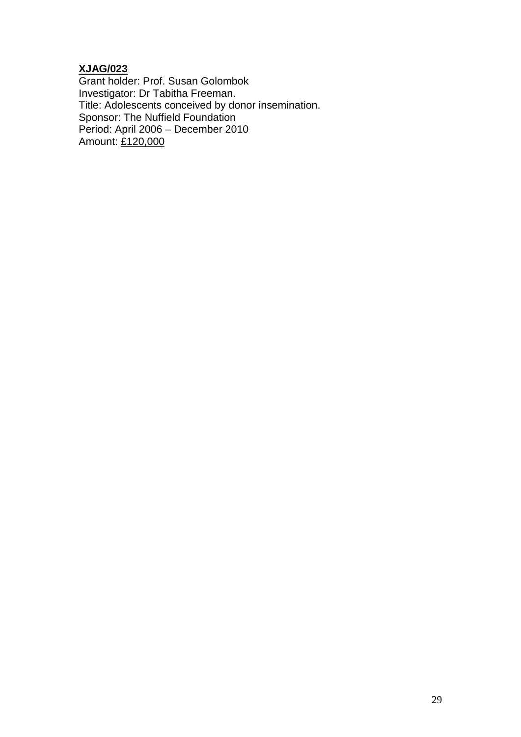**XJAG/023**

Grant holder: Prof. Susan Golombok
Investigator: Dr Tabitha Freeman.
Title: Adolescents conceived by donor insemination.
Sponsor: The Nuffield Foundation
Period: April 2006 – December 2010
Amount: £120,000